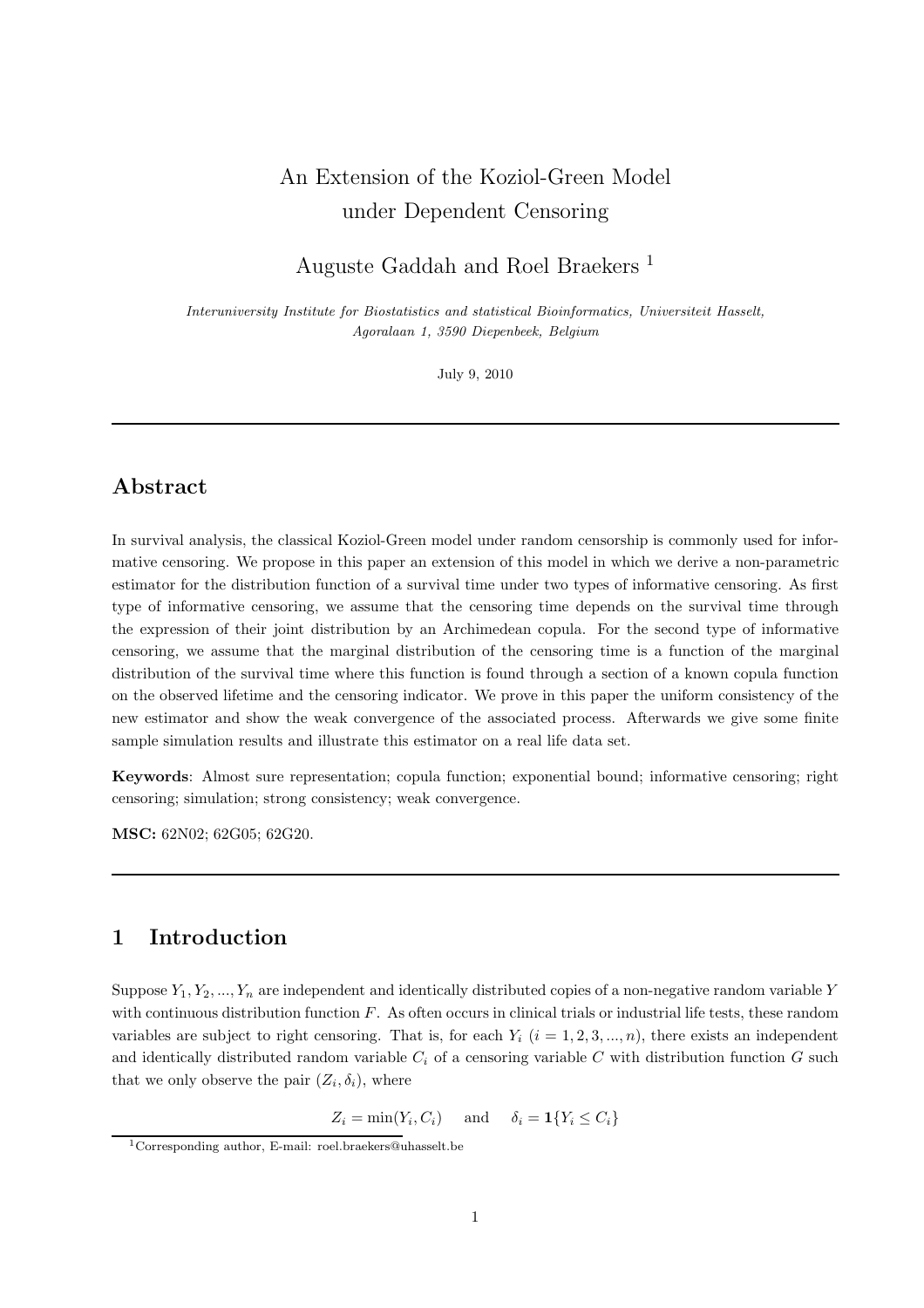# An Extension of the Koziol-Green Model under Dependent Censoring

Auguste Gaddah and Roel Braekers [1]

*Interuniversity Institute for Biostatistics and statistical Bioinformatics, Universiteit Hasselt, Agoralaan 1, 3590 Diepenbeek, Belgium*

July 9, 2010

---

## Abstract

In survival analysis, the classical Koziol-Green model under random censorship is commonly used for informative censoring. We propose in this paper an extension of this model in which we derive a non-parametric estimator for the distribution function of a survival time under two types of informative censoring. As first type of informative censoring, we assume that the censoring time depends on the survival time through the expression of their joint distribution by an Archimedean copula. For the second type of informative censoring, we assume that the marginal distribution of the censoring time is a function of the marginal distribution of the survival time where this function is found through a section of a known copula function on the observed lifetime and the censoring indicator. We prove in this paper the uniform consistency of the new estimator and show the weak convergence of the associated process. Afterwards we give some finite sample simulation results and illustrate this estimator on a real life data set.

**Keywords**: Almost sure representation; copula function; exponential bound; informative censoring; right censoring; simulation; strong consistency; weak convergence.

**MSC:** 62N02; 62G05; 62G20.

---

## 1 Introduction

Suppose $Y_1, Y_2, ..., Y_n$ are independent and identically distributed copies of a non-negative random variable $Y$ with continuous distribution function $F$. As often occurs in clinical trials or industrial life tests, these random variables are subject to right censoring. That is, for each $Y_i$ ($i = 1, 2, 3, ..., n$), there exists an independent and identically distributed random variable $C_i$ of a censoring variable $C$ with distribution function $G$ such that we only observe the pair $(Z_i, \delta_i)$, where

$$Z_i = \min(Y_i, C_i) \quad \text{and} \quad \delta_i = \mathbf{1}\{Y_i \leq C_i\}$$

[1] Corresponding author, E-mail: roel.braekers@uhasselt.be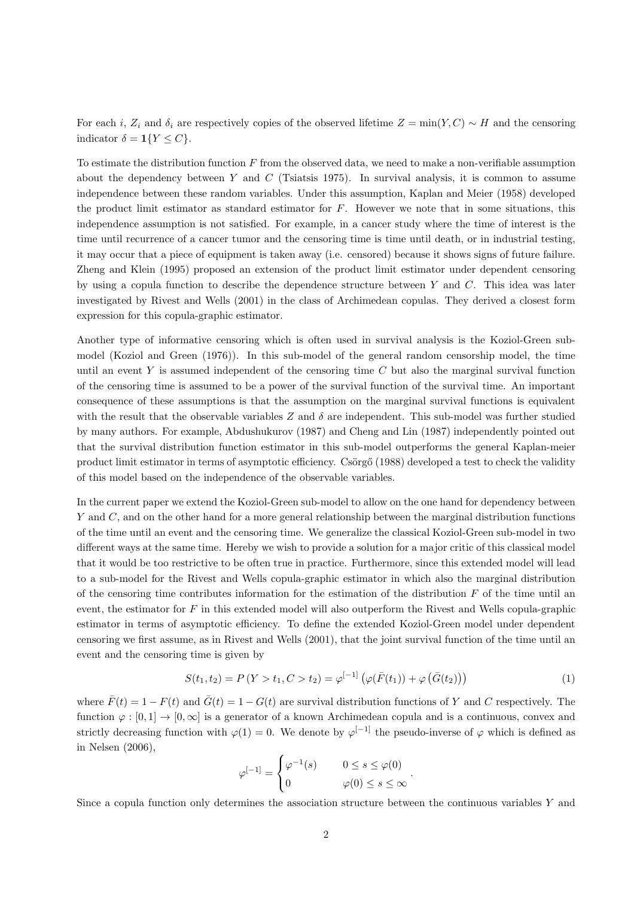For each $i$, $Z_i$ and $\delta_i$ are respectively copies of the observed lifetime $Z = \min(Y, C) \sim H$ and the censoring indicator $\delta = \mathbf{1}\{Y \leq C\}$.

To estimate the distribution function $F$ from the observed data, we need to make a non-verifiable assumption about the dependency between $Y$ and $C$ (Tsiatsis 1975). In survival analysis, it is common to assume independence between these random variables. Under this assumption, Kaplan and Meier (1958) developed the product limit estimator as standard estimator for $F$. However we note that in some situations, this independence assumption is not satisfied. For example, in a cancer study where the time of interest is the time until recurrence of a cancer tumor and the censoring time is time until death, or in industrial testing, it may occur that a piece of equipment is taken away (i.e. censored) because it shows signs of future failure. Zheng and Klein (1995) proposed an extension of the product limit estimator under dependent censoring by using a copula function to describe the dependence structure between $Y$ and $C$. This idea was later investigated by Rivest and Wells (2001) in the class of Archimedean copulas. They derived a closest form expression for this copula-graphic estimator.

Another type of informative censoring which is often used in survival analysis is the Koziol-Green sub-model (Koziol and Green (1976)). In this sub-model of the general random censorship model, the time until an event $Y$ is assumed independent of the censoring time $C$ but also the marginal survival function of the censoring time is assumed to be a power of the survival function of the survival time. An important consequence of these assumptions is that the assumption on the marginal survival functions is equivalent with the result that the observable variables $Z$ and $\delta$ are independent. This sub-model was further studied by many authors. For example, Abdushukurov (1987) and Cheng and Lin (1987) independently pointed out that the survival distribution function estimator in this sub-model outperforms the general Kaplan-meier product limit estimator in terms of asymptotic efficiency. Csörgő (1988) developed a test to check the validity of this model based on the independence of the observable variables.

In the current paper we extend the Koziol-Green sub-model to allow on the one hand for dependency between $Y$ and $C$, and on the other hand for a more general relationship between the marginal distribution functions of the time until an event and the censoring time. We generalize the classical Koziol-Green sub-model in two different ways at the same time. Hereby we wish to provide a solution for a major critic of this classical model that it would be too restrictive to be often true in practice. Furthermore, since this extended model will lead to a sub-model for the Rivest and Wells copula-graphic estimator in which also the marginal distribution of the censoring time contributes information for the estimation of the distribution $F$ of the time until an event, the estimator for $F$ in this extended model will also outperform the Rivest and Wells copula-graphic estimator in terms of asymptotic efficiency. To define the extended Koziol-Green model under dependent censoring we first assume, as in Rivest and Wells (2001), that the joint survival function of the time until an event and the censoring time is given by

$$S(t_1, t_2) = P(Y > t_1, C > t_2) = \varphi^{[-1]}\left(\varphi(\bar{F}(t_1)) + \varphi\left(\bar{G}(t_2)\right)\right) \tag{1}$$

where $\bar{F}(t) = 1 - F(t)$ and $\bar{G}(t) = 1 - G(t)$ are survival distribution functions of $Y$ and $C$ respectively. The function $\varphi : [0,1] \to [0, \infty]$ is a generator of a known Archimedean copula and is a continuous, convex and strictly decreasing function with $\varphi(1) = 0$. We denote by $\varphi^{[-1]}$ the pseudo-inverse of $\varphi$ which is defined as in Nelsen (2006),

$$\varphi^{[-1]} = \begin{cases} \varphi^{-1}(s) & 0 \leq s \leq \varphi(0) \\ 0 & \varphi(0) \leq s \leq \infty \end{cases}.$$

Since a copula function only determines the association structure between the continuous variables $Y$ and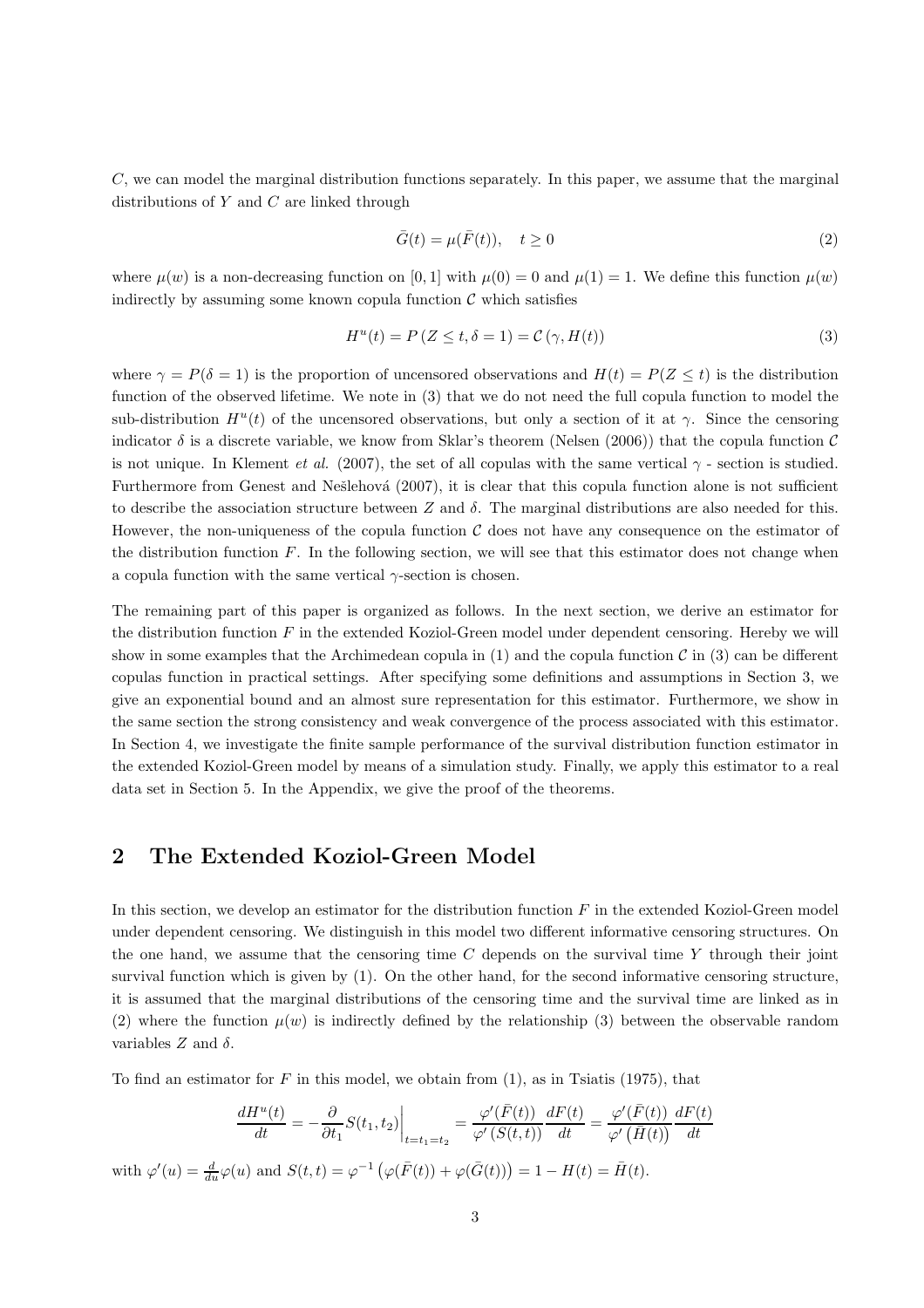$C$, we can model the marginal distribution functions separately. In this paper, we assume that the marginal distributions of $Y$ and $C$ are linked through

$$\bar{G}(t) = \mu(\bar{F}(t)), \quad t \geq 0 \tag{2}$$

where $\mu(w)$ is a non-decreasing function on $[0, 1]$ with $\mu(0) = 0$ and $\mu(1) = 1$. We define this function $\mu(w)$ indirectly by assuming some known copula function $\mathcal{C}$ which satisfies

$$H^u(t) = P(Z \leq t, \delta = 1) = \mathcal{C}(\gamma, H(t)) \tag{3}$$

where $\gamma = P(\delta = 1)$ is the proportion of uncensored observations and $H(t) = P(Z \leq t)$ is the distribution function of the observed lifetime. We note in (3) that we do not need the full copula function to model the sub-distribution $H^u(t)$ of the uncensored observations, but only a section of it at $\gamma$. Since the censoring indicator $\delta$ is a discrete variable, we know from Sklar's theorem (Nelsen (2006)) that the copula function $\mathcal{C}$ is not unique. In Klement *et al.* (2007), the set of all copulas with the same vertical $\gamma$ - section is studied. Furthermore from Genest and Nešlehová (2007), it is clear that this copula function alone is not sufficient to describe the association structure between $Z$ and $\delta$. The marginal distributions are also needed for this. However, the non-uniqueness of the copula function $\mathcal{C}$ does not have any consequence on the estimator of the distribution function $F$. In the following section, we will see that this estimator does not change when a copula function with the same vertical $\gamma$-section is chosen.

The remaining part of this paper is organized as follows. In the next section, we derive an estimator for the distribution function $F$ in the extended Koziol-Green model under dependent censoring. Hereby we will show in some examples that the Archimedean copula in (1) and the copula function $\mathcal{C}$ in (3) can be different copulas function in practical settings. After specifying some definitions and assumptions in Section 3, we give an exponential bound and an almost sure representation for this estimator. Furthermore, we show in the same section the strong consistency and weak convergence of the process associated with this estimator. In Section 4, we investigate the finite sample performance of the survival distribution function estimator in the extended Koziol-Green model by means of a simulation study. Finally, we apply this estimator to a real data set in Section 5. In the Appendix, we give the proof of the theorems.

## 2 The Extended Koziol-Green Model

In this section, we develop an estimator for the distribution function $F$ in the extended Koziol-Green model under dependent censoring. We distinguish in this model two different informative censoring structures. On the one hand, we assume that the censoring time $C$ depends on the survival time $Y$ through their joint survival function which is given by (1). On the other hand, for the second informative censoring structure, it is assumed that the marginal distributions of the censoring time and the survival time are linked as in (2) where the function $\mu(w)$ is indirectly defined by the relationship (3) between the observable random variables $Z$ and $\delta$.

To find an estimator for $F$ in this model, we obtain from (1), as in Tsiatis (1975), that

$$\frac{dH^u(t)}{dt} = -\frac{\partial}{\partial t_1} S(t_1, t_2)\Big|_{t=t_1=t_2} = \frac{\varphi'(\bar{F}(t))}{\varphi'(S(t,t))} \frac{dF(t)}{dt} = \frac{\varphi'(\bar{F}(t))}{\varphi'(\bar{H}(t))} \frac{dF(t)}{dt}$$

with $\varphi'(u) = \frac{d}{du}\varphi(u)$ and $S(t,t) = \varphi^{-1}\left(\varphi(\bar{F}(t)) + \varphi(\bar{G}(t))\right) = 1 - H(t) = \bar{H}(t)$.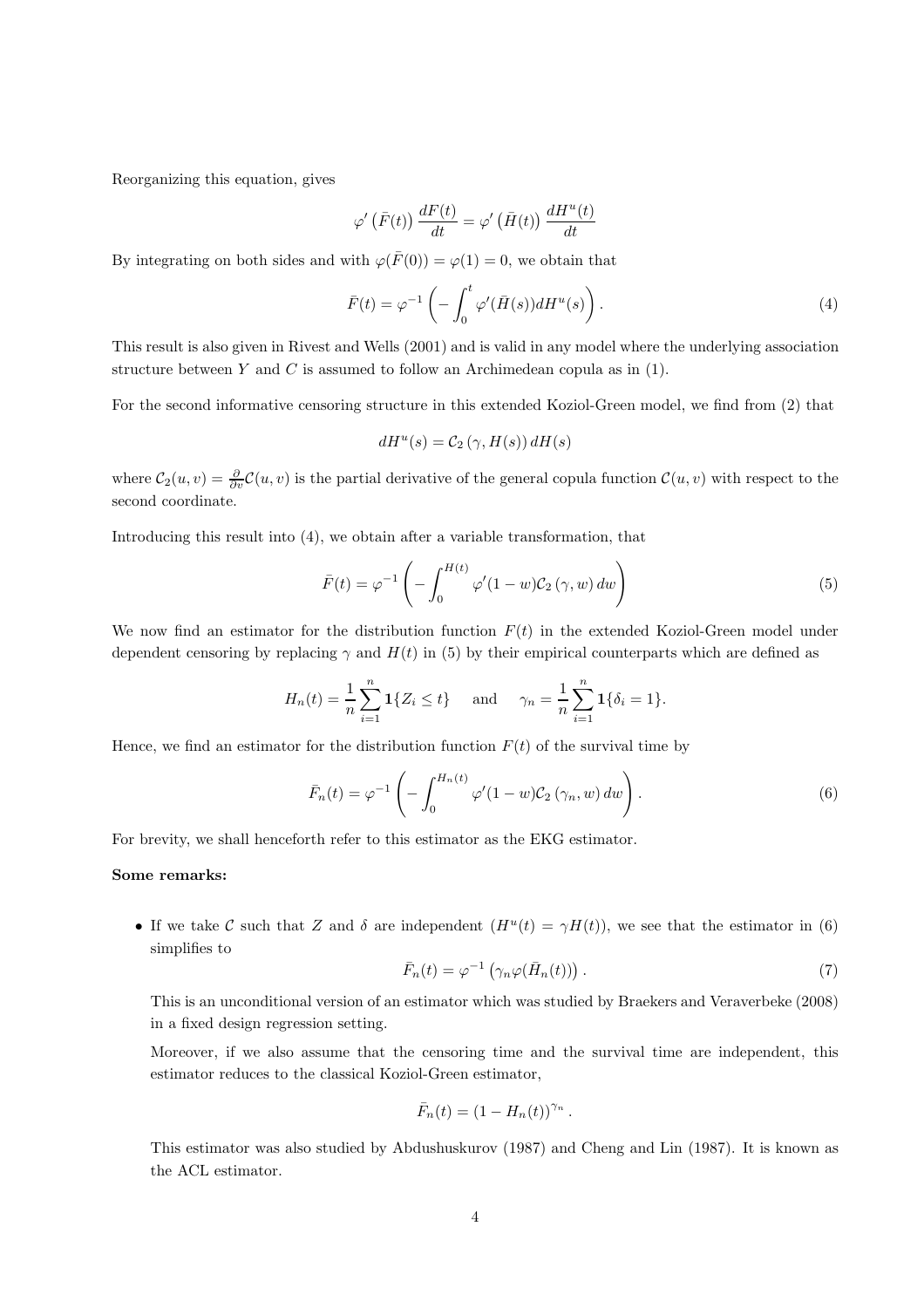Reorganizing this equation, gives

$$\varphi'\left(\bar{F}(t)\right)\frac{dF(t)}{dt} = \varphi'\left(\bar{H}(t)\right)\frac{dH^u(t)}{dt}$$

By integrating on both sides and with $\varphi(\bar{F}(0)) = \varphi(1) = 0$, we obtain that

$$\bar{F}(t) = \varphi^{-1}\left(-\int_0^t \varphi'(\bar{H}(s))dH^u(s)\right). \tag{4}$$

This result is also given in Rivest and Wells (2001) and is valid in any model where the underlying association structure between $Y$ and $C$ is assumed to follow an Archimedean copula as in (1).

For the second informative censoring structure in this extended Koziol-Green model, we find from (2) that

$$dH^u(s) = \mathcal{C}_2\left(\gamma, H(s)\right)dH(s)$$

where $\mathcal{C}_2(u,v) = \frac{\partial}{\partial v}\mathcal{C}(u,v)$ is the partial derivative of the general copula function $\mathcal{C}(u,v)$ with respect to the second coordinate.

Introducing this result into (4), we obtain after a variable transformation, that

$$\bar{F}(t) = \varphi^{-1}\left(-\int_0^{H(t)} \varphi'(1-w)\mathcal{C}_2\left(\gamma, w\right)dw\right) \tag{5}$$

We now find an estimator for the distribution function $F(t)$ in the extended Koziol-Green model under dependent censoring by replacing $\gamma$ and $H(t)$ in (5) by their empirical counterparts which are defined as

$$H_n(t) = \frac{1}{n}\sum_{i=1}^n \mathbf{1}\{Z_i \leq t\} \quad \text{ and } \quad \gamma_n = \frac{1}{n}\sum_{i=1}^n \mathbf{1}\{\delta_i = 1\}.$$

Hence, we find an estimator for the distribution function $F(t)$ of the survival time by

$$\bar{F}_n(t) = \varphi^{-1}\left(-\int_0^{H_n(t)} \varphi'(1-w)\mathcal{C}_2\left(\gamma_n, w\right)dw\right). \tag{6}$$

For brevity, we shall henceforth refer to this estimator as the EKG estimator.

**Some remarks:**

- If we take $\mathcal{C}$ such that $Z$ and $\delta$ are independent ($H^u(t) = \gamma H(t)$), we see that the estimator in (6) simplifies to

  $$\bar{F}_n(t) = \varphi^{-1}\left(\gamma_n\varphi(\bar{H}_n(t))\right). \tag{7}$$

  This is an unconditional version of an estimator which was studied by Braekers and Veraverbeke (2008) in a fixed design regression setting.

  Moreover, if we also assume that the censoring time and the survival time are independent, this estimator reduces to the classical Koziol-Green estimator,

  $$\bar{F}_n(t) = (1 - H_n(t))^{\gamma_n}.$$

  This estimator was also studied by Abdushuskurov (1987) and Cheng and Lin (1987). It is known as the ACL estimator.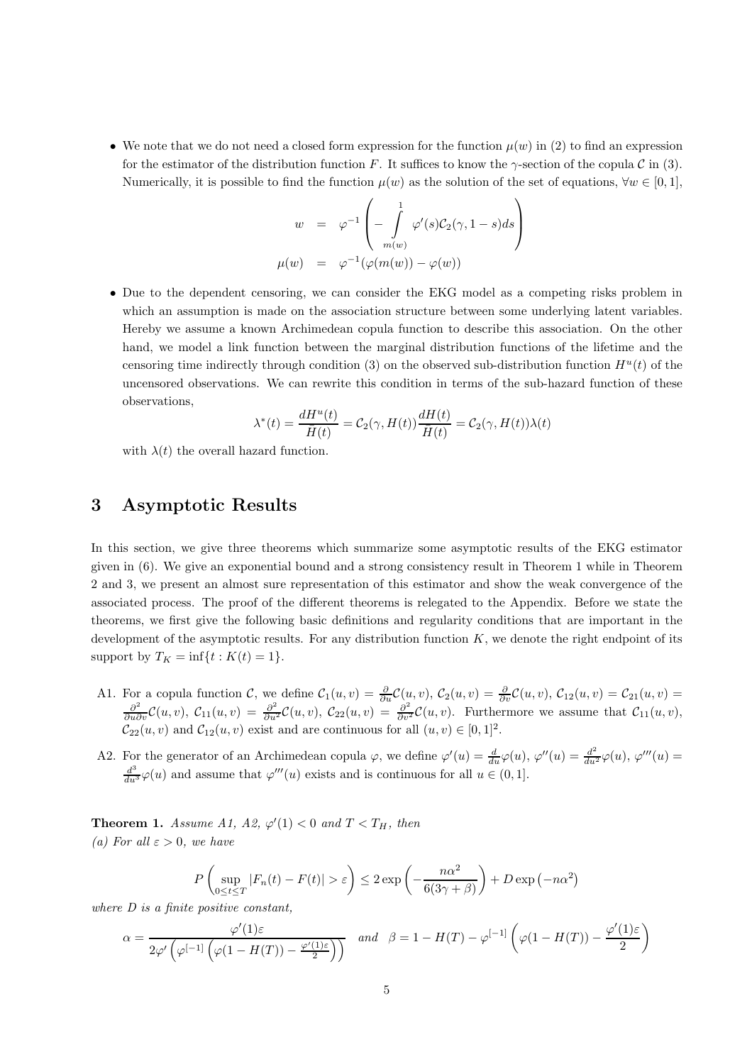- We note that we do not need a closed form expression for the function $\mu(w)$ in (2) to find an expression for the estimator of the distribution function $F$. It suffices to know the $\gamma$-section of the copula $\mathcal{C}$ in (3). Numerically, it is possible to find the function $\mu(w)$ as the solution of the set of equations, $\forall w \in [0,1]$,

$$
\begin{aligned}
w &= \varphi^{-1}\left( -\int\limits_{m(w)}^{1} \varphi'(s)\mathcal{C}_2(\gamma, 1-s)ds \right) \\
\mu(w) &= \varphi^{-1}(\varphi(m(w)) - \varphi(w))
\end{aligned}
$$

- Due to the dependent censoring, we can consider the EKG model as a competing risks problem in which an assumption is made on the association structure between some underlying latent variables. Hereby we assume a known Archimedean copula function to describe this association. On the other hand, we model a link function between the marginal distribution functions of the lifetime and the censoring time indirectly through condition (3) on the observed sub-distribution function $H^u(t)$ of the uncensored observations. We can rewrite this condition in terms of the sub-hazard function of these observations,

$$
\lambda^*(t) = \frac{dH^u(t)}{\bar{H}(t)} = \mathcal{C}_2(\gamma, H(t))\frac{dH(t)}{\bar{H}(t)} = \mathcal{C}_2(\gamma, H(t))\lambda(t)
$$

with $\lambda(t)$ the overall hazard function.

# 3 Asymptotic Results

In this section, we give three theorems which summarize some asymptotic results of the EKG estimator given in (6). We give an exponential bound and a strong consistency result in Theorem 1 while in Theorem 2 and 3, we present an almost sure representation of this estimator and show the weak convergence of the associated process. The proof of the different theorems is relegated to the Appendix. Before we state the theorems, we first give the following basic definitions and regularity conditions that are important in the development of the asymptotic results. For any distribution function $K$, we denote the right endpoint of its support by $T_K = \inf\{t : K(t) = 1\}$.

A1. For a copula function $\mathcal{C}$, we define $\mathcal{C}_1(u,v) = \frac{\partial}{\partial u}\mathcal{C}(u,v)$, $\mathcal{C}_2(u,v) = \frac{\partial}{\partial v}\mathcal{C}(u,v)$, $\mathcal{C}_{12}(u,v) = \mathcal{C}_{21}(u,v) = \frac{\partial^2}{\partial u \partial v}\mathcal{C}(u,v)$, $\mathcal{C}_{11}(u,v) = \frac{\partial^2}{\partial u^2}\mathcal{C}(u,v)$, $\mathcal{C}_{22}(u,v) = \frac{\partial^2}{\partial v^2}\mathcal{C}(u,v)$. Furthermore we assume that $\mathcal{C}_{11}(u,v)$, $\mathcal{C}_{22}(u,v)$ and $\mathcal{C}_{12}(u,v)$ exist and are continuous for all $(u,v) \in [0,1]^2$.

A2. For the generator of an Archimedean copula $\varphi$, we define $\varphi'(u) = \frac{d}{du}\varphi(u)$, $\varphi''(u) = \frac{d^2}{du^2}\varphi(u)$, $\varphi'''(u) = \frac{d^3}{du^3}\varphi(u)$ and assume that $\varphi'''(u)$ exists and is continuous for all $u \in (0,1]$.

**Theorem 1.** *Assume A1, A2, $\varphi'(1) < 0$ and $T < T_H$, then*
*(a) For all $\varepsilon > 0$, we have*

$$
P\left( \sup_{0 \le t \le T} |F_n(t) - F(t)| > \varepsilon \right) \le 2\exp\left( -\frac{n\alpha^2}{6(3\gamma + \beta)} \right) + D\exp\left( -n\alpha^2 \right)
$$

*where $D$ is a finite positive constant,*

$$
\alpha = \frac{\varphi'(1)\varepsilon}{2\varphi'\left( \varphi^{[-1]}\left( \varphi(1 - H(T)) - \frac{\varphi'(1)\varepsilon}{2} \right) \right)} \quad \textit{and} \quad \beta = 1 - H(T) - \varphi^{[-1]}\left( \varphi(1 - H(T)) - \frac{\varphi'(1)\varepsilon}{2} \right)
$$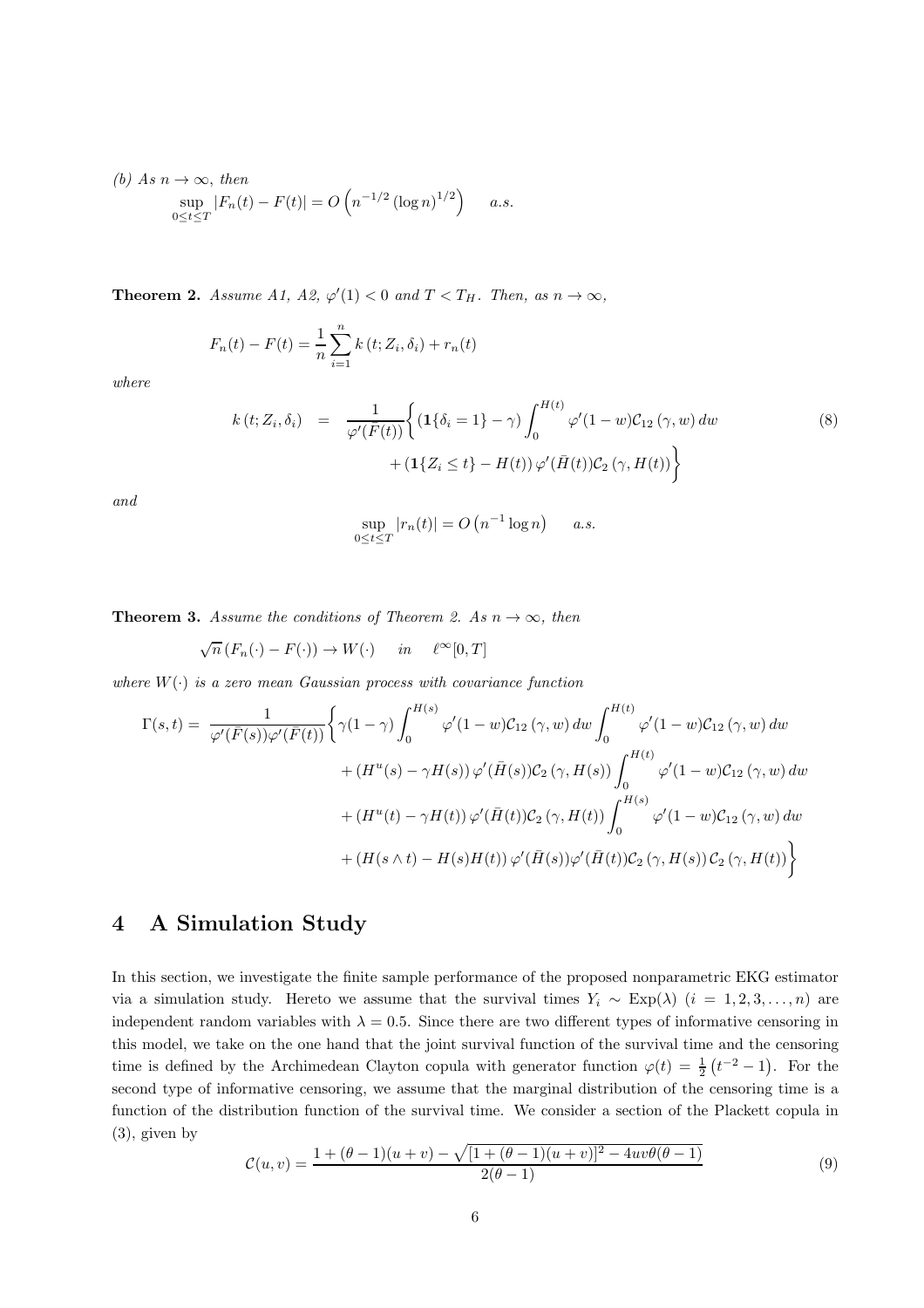*(b)* *As* $n \to \infty$*, then*

$$\sup_{0 \le t \le T} |F_n(t) - F(t)| = O\left(n^{-1/2} (\log n)^{1/2}\right) \qquad a.s.$$

**Theorem 2.** *Assume A1, A2,* $\varphi'(1) < 0$ *and* $T < T_H$*. Then, as* $n \to \infty$*,*

$$F_n(t) - F(t) = \frac{1}{n} \sum_{i=1}^{n} k\left(t; Z_i, \delta_i\right) + r_n(t)$$

*where*

$$\begin{aligned} k\left(t; Z_i, \delta_i\right) &= \frac{1}{\varphi'(\bar{F}(t))} \bigg\{ \left(\mathbf{1}\{\delta_i = 1\} - \gamma\right) \int_0^{H(t)} \varphi'(1-w) \mathcal{C}_{12}\left(\gamma, w\right) dw \\ &\qquad + \left(\mathbf{1}\{Z_i \le t\} - H(t)\right) \varphi'(\bar{H}(t)) \mathcal{C}_2\left(\gamma, H(t)\right) \bigg\} \end{aligned} \tag{8}$$

*and*

$$\sup_{0 \le t \le T} |r_n(t)| = O\left(n^{-1} \log n\right) \qquad a.s.$$

**Theorem 3.** *Assume the conditions of Theorem 2. As* $n \to \infty$*, then*

$$\sqrt{n}\left(F_n(\cdot) - F(\cdot)\right) \to W(\cdot) \quad \text{ in } \quad \ell^\infty[0, T]$$

*where* $W(\cdot)$ *is a zero mean Gaussian process with covariance function*

$$\begin{aligned} \Gamma(s,t) = \ & \frac{1}{\varphi'(\bar{F}(s))\varphi'(\bar{F}(t))} \bigg\{ \gamma(1-\gamma) \int_0^{H(s)} \varphi'(1-w) \mathcal{C}_{12}\left(\gamma, w\right) dw \int_0^{H(t)} \varphi'(1-w) \mathcal{C}_{12}\left(\gamma, w\right) dw \\ & + \left(H^u(s) - \gamma H(s)\right) \varphi'(\bar{H}(s)) \mathcal{C}_2\left(\gamma, H(s)\right) \int_0^{H(t)} \varphi'(1-w) \mathcal{C}_{12}\left(\gamma, w\right) dw \\ & + \left(H^u(t) - \gamma H(t)\right) \varphi'(\bar{H}(t)) \mathcal{C}_2\left(\gamma, H(t)\right) \int_0^{H(s)} \varphi'(1-w) \mathcal{C}_{12}\left(\gamma, w\right) dw \\ & + \left(H(s \wedge t) - H(s)H(t)\right) \varphi'(\bar{H}(s)) \varphi'(\bar{H}(t)) \mathcal{C}_2\left(\gamma, H(s)\right) \mathcal{C}_2\left(\gamma, H(t)\right) \bigg\} \end{aligned}$$

# 4 A Simulation Study

In this section, we investigate the finite sample performance of the proposed nonparametric EKG estimator via a simulation study. Hereto we assume that the survival times $Y_i \sim \text{Exp}(\lambda)$ $(i = 1, 2, 3, \ldots, n)$ are independent random variables with $\lambda = 0.5$. Since there are two different types of informative censoring in this model, we take on the one hand that the joint survival function of the survival time and the censoring time is defined by the Archimedean Clayton copula with generator function $\varphi(t) = \frac{1}{2}\left(t^{-2} - 1\right)$. For the second type of informative censoring, we assume that the marginal distribution of the censoring time is a function of the distribution function of the survival time. We consider a section of the Plackett copula in (3), given by

$$\mathcal{C}(u,v) = \frac{1 + (\theta - 1)(u+v) - \sqrt{[1 + (\theta-1)(u+v)]^2 - 4uv\theta(\theta-1)}}{2(\theta - 1)} \tag{9}$$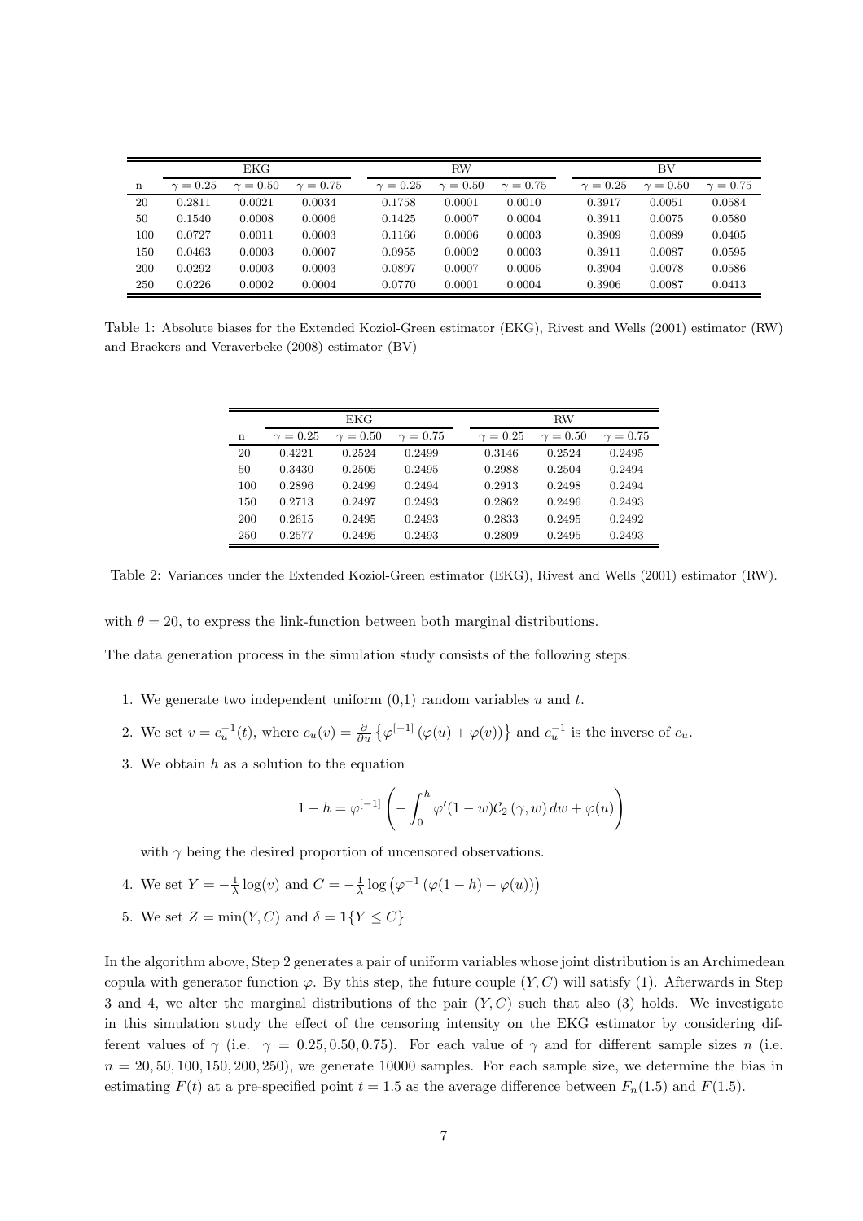| n | EKG | | | RW | | | BV | | |
|---|---|---|---|---|---|---|---|---|---|
| | $\gamma = 0.25$ | $\gamma = 0.50$ | $\gamma = 0.75$ | $\gamma = 0.25$ | $\gamma = 0.50$ | $\gamma = 0.75$ | $\gamma = 0.25$ | $\gamma = 0.50$ | $\gamma = 0.75$ |
| 20 | 0.2811 | 0.0021 | 0.0034 | 0.1758 | 0.0001 | 0.0010 | 0.3917 | 0.0051 | 0.0584 |
| 50 | 0.1540 | 0.0008 | 0.0006 | 0.1425 | 0.0007 | 0.0004 | 0.3911 | 0.0075 | 0.0580 |
| 100 | 0.0727 | 0.0011 | 0.0003 | 0.1166 | 0.0006 | 0.0003 | 0.3909 | 0.0089 | 0.0405 |
| 150 | 0.0463 | 0.0003 | 0.0007 | 0.0955 | 0.0002 | 0.0003 | 0.3911 | 0.0087 | 0.0595 |
| 200 | 0.0292 | 0.0003 | 0.0003 | 0.0897 | 0.0007 | 0.0005 | 0.3904 | 0.0078 | 0.0586 |
| 250 | 0.0226 | 0.0002 | 0.0004 | 0.0770 | 0.0001 | 0.0004 | 0.3906 | 0.0087 | 0.0413 |

Table 1: Absolute biases for the Extended Koziol-Green estimator (EKG), Rivest and Wells (2001) estimator (RW) and Braekers and Veraverbeke (2008) estimator (BV)

| n | EKG | | | RW | | |
|---|---|---|---|---|---|---|
| | $\gamma = 0.25$ | $\gamma = 0.50$ | $\gamma = 0.75$ | $\gamma = 0.25$ | $\gamma = 0.50$ | $\gamma = 0.75$ |
| 20 | 0.4221 | 0.2524 | 0.2499 | 0.3146 | 0.2524 | 0.2495 |
| 50 | 0.3430 | 0.2505 | 0.2495 | 0.2988 | 0.2504 | 0.2494 |
| 100 | 0.2896 | 0.2499 | 0.2494 | 0.2913 | 0.2498 | 0.2494 |
| 150 | 0.2713 | 0.2497 | 0.2493 | 0.2862 | 0.2496 | 0.2493 |
| 200 | 0.2615 | 0.2495 | 0.2493 | 0.2833 | 0.2495 | 0.2492 |
| 250 | 0.2577 | 0.2495 | 0.2493 | 0.2809 | 0.2495 | 0.2493 |

Table 2: Variances under the Extended Koziol-Green estimator (EKG), Rivest and Wells (2001) estimator (RW).

with $\theta = 20$, to express the link-function between both marginal distributions.

The data generation process in the simulation study consists of the following steps:

1. We generate two independent uniform (0,1) random variables $u$ and $t$.
2. We set $v = c_u^{-1}(t)$, where $c_u(v) = \frac{\partial}{\partial u}\left\{\varphi^{[-1]}\left(\varphi(u) + \varphi(v)\right)\right\}$ and $c_u^{-1}$ is the inverse of $c_u$.
3. We obtain $h$ as a solution to the equation

$$1 - h = \varphi^{[-1]}\left(-\int_0^h \varphi'(1-w)\mathcal{C}_2\left(\gamma, w\right) dw + \varphi(u)\right)$$

   with $\gamma$ being the desired proportion of uncensored observations.

4. We set $Y = -\frac{1}{\lambda}\log(v)$ and $C = -\frac{1}{\lambda}\log\left(\varphi^{-1}\left(\varphi(1-h) - \varphi(u)\right)\right)$
5. We set $Z = \min(Y, C)$ and $\delta = \mathbf{1}\{Y \leq C\}$

In the algorithm above, Step 2 generates a pair of uniform variables whose joint distribution is an Archimedean copula with generator function $\varphi$. By this step, the future couple $(Y, C)$ will satisfy (1). Afterwards in Step 3 and 4, we alter the marginal distributions of the pair $(Y, C)$ such that also (3) holds. We investigate in this simulation study the effect of the censoring intensity on the EKG estimator by considering different values of $\gamma$ (i.e. $\gamma = 0.25, 0.50, 0.75$). For each value of $\gamma$ and for different sample sizes $n$ (i.e. $n = 20, 50, 100, 150, 200, 250$), we generate 10000 samples. For each sample size, we determine the bias in estimating $F(t)$ at a pre-specified point $t = 1.5$ as the average difference between $F_n(1.5)$ and $F(1.5)$.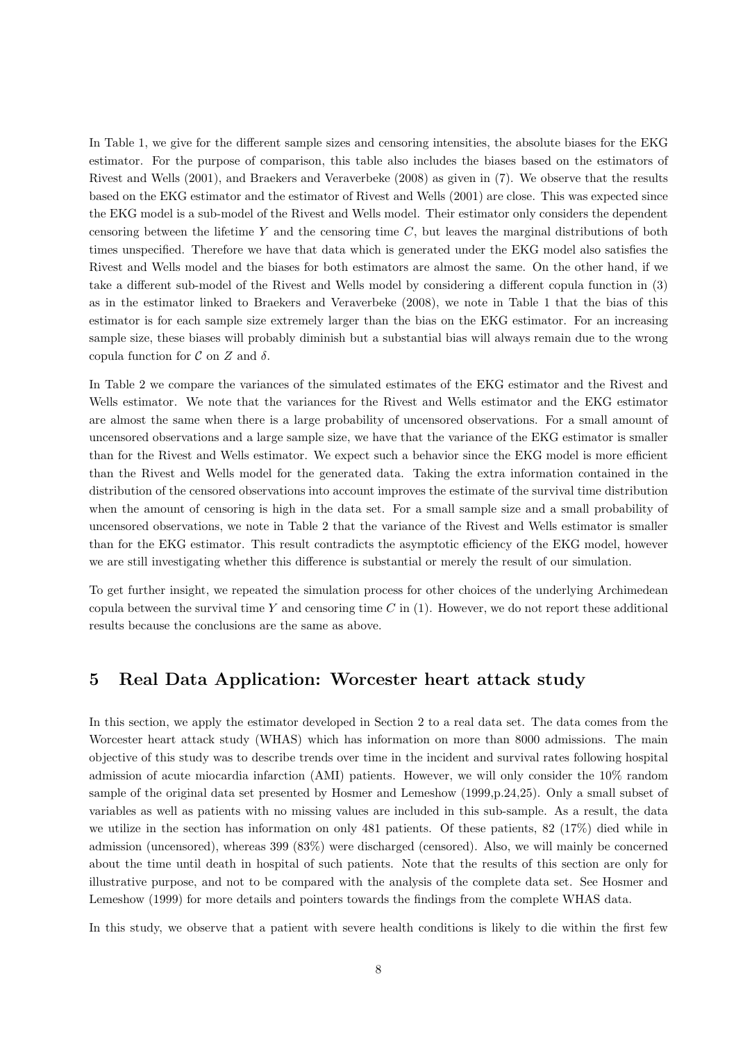In Table 1, we give for the different sample sizes and censoring intensities, the absolute biases for the EKG estimator. For the purpose of comparison, this table also includes the biases based on the estimators of Rivest and Wells (2001), and Braekers and Veraverbeke (2008) as given in (7). We observe that the results based on the EKG estimator and the estimator of Rivest and Wells (2001) are close. This was expected since the EKG model is a sub-model of the Rivest and Wells model. Their estimator only considers the dependent censoring between the lifetime $Y$ and the censoring time $C$, but leaves the marginal distributions of both times unspecified. Therefore we have that data which is generated under the EKG model also satisfies the Rivest and Wells model and the biases for both estimators are almost the same. On the other hand, if we take a different sub-model of the Rivest and Wells model by considering a different copula function in (3) as in the estimator linked to Braekers and Veraverbeke (2008), we note in Table 1 that the bias of this estimator is for each sample size extremely larger than the bias on the EKG estimator. For an increasing sample size, these biases will probably diminish but a substantial bias will always remain due to the wrong copula function for $\mathcal{C}$ on $Z$ and $\delta$.

In Table 2 we compare the variances of the simulated estimates of the EKG estimator and the Rivest and Wells estimator. We note that the variances for the Rivest and Wells estimator and the EKG estimator are almost the same when there is a large probability of uncensored observations. For a small amount of uncensored observations and a large sample size, we have that the variance of the EKG estimator is smaller than for the Rivest and Wells estimator. We expect such a behavior since the EKG model is more efficient than the Rivest and Wells model for the generated data. Taking the extra information contained in the distribution of the censored observations into account improves the estimate of the survival time distribution when the amount of censoring is high in the data set. For a small sample size and a small probability of uncensored observations, we note in Table 2 that the variance of the Rivest and Wells estimator is smaller than for the EKG estimator. This result contradicts the asymptotic efficiency of the EKG model, however we are still investigating whether this difference is substantial or merely the result of our simulation.

To get further insight, we repeated the simulation process for other choices of the underlying Archimedean copula between the survival time $Y$ and censoring time $C$ in (1). However, we do not report these additional results because the conclusions are the same as above.

## 5 Real Data Application: Worcester heart attack study

In this section, we apply the estimator developed in Section 2 to a real data set. The data comes from the Worcester heart attack study (WHAS) which has information on more than 8000 admissions. The main objective of this study was to describe trends over time in the incident and survival rates following hospital admission of acute miocardia infarction (AMI) patients. However, we will only consider the 10% random sample of the original data set presented by Hosmer and Lemeshow (1999,p.24,25). Only a small subset of variables as well as patients with no missing values are included in this sub-sample. As a result, the data we utilize in the section has information on only 481 patients. Of these patients, 82 (17%) died while in admission (uncensored), whereas 399 (83%) were discharged (censored). Also, we will mainly be concerned about the time until death in hospital of such patients. Note that the results of this section are only for illustrative purpose, and not to be compared with the analysis of the complete data set. See Hosmer and Lemeshow (1999) for more details and pointers towards the findings from the complete WHAS data.

In this study, we observe that a patient with severe health conditions is likely to die within the first few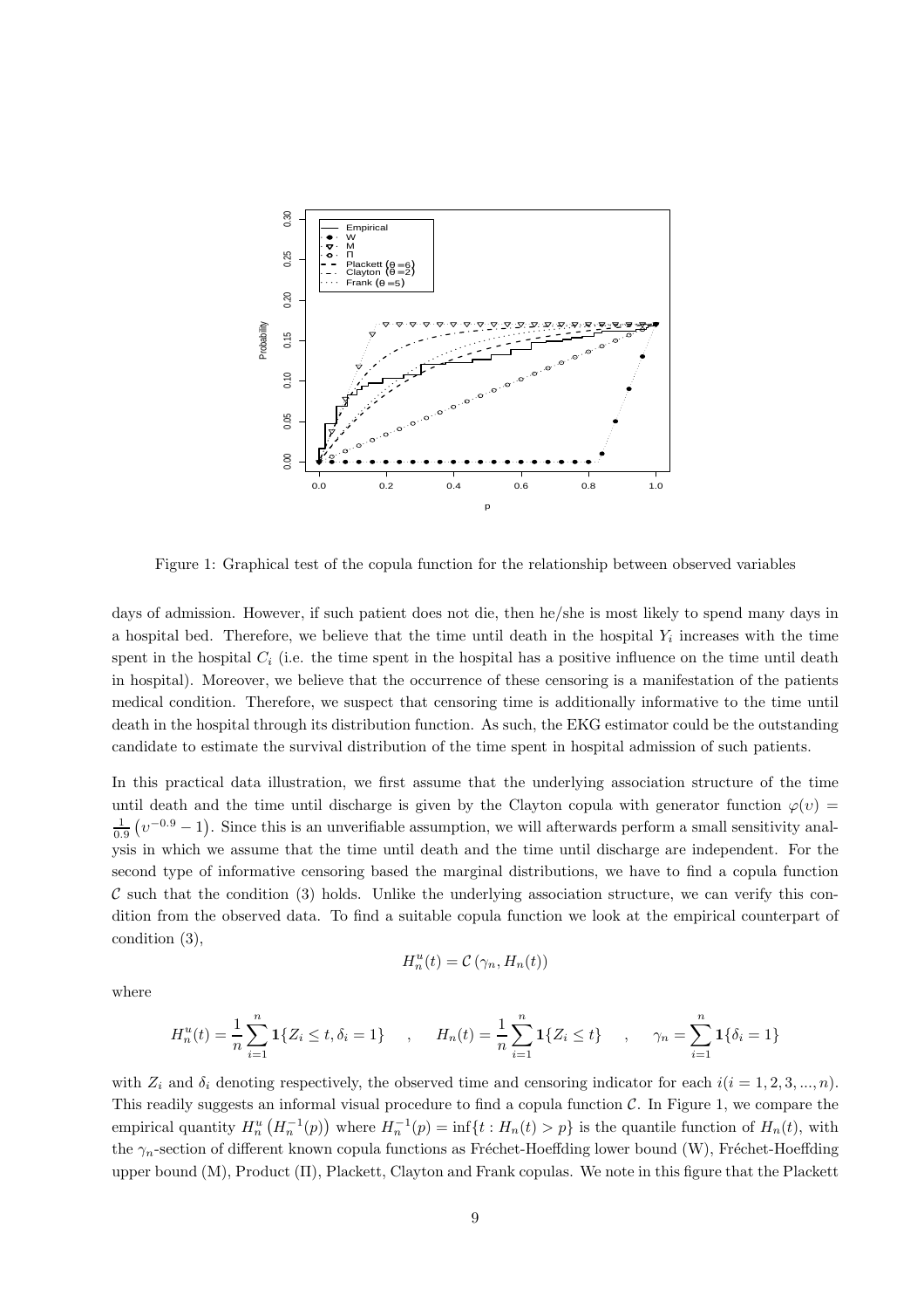Figure 1: Graphical test of the copula function for the relationship between observed variables

days of admission. However, if such patient does not die, then he/she is most likely to spend many days in a hospital bed. Therefore, we believe that the time until death in the hospital $Y_i$ increases with the time spent in the hospital $C_i$ (i.e. the time spent in the hospital has a positive influence on the time until death in hospital). Moreover, we believe that the occurrence of these censoring is a manifestation of the patients medical condition. Therefore, we suspect that censoring time is additionally informative to the time until death in the hospital through its distribution function. As such, the EKG estimator could be the outstanding candidate to estimate the survival distribution of the time spent in hospital admission of such patients.

In this practical data illustration, we first assume that the underlying association structure of the time until death and the time until discharge is given by the Clayton copula with generator function $\varphi(v) = \frac{1}{0.9}\left(v^{-0.9} - 1\right)$. Since this is an unverifiable assumption, we will afterwards perform a small sensitivity analysis in which we assume that the time until death and the time until discharge are independent. For the second type of informative censoring based the marginal distributions, we have to find a copula function $\mathcal{C}$ such that the condition (3) holds. Unlike the underlying association structure, we can verify this condition from the observed data. To find a suitable copula function we look at the empirical counterpart of condition (3),

$$H_n^u(t) = \mathcal{C}\left(\gamma_n, H_n(t)\right)$$

where

$$H_n^u(t) = \frac{1}{n}\sum_{i=1}^{n} \mathbf{1}\{Z_i \leq t, \delta_i = 1\} \quad , \quad H_n(t) = \frac{1}{n}\sum_{i=1}^{n} \mathbf{1}\{Z_i \leq t\} \quad , \quad \gamma_n = \sum_{i=1}^{n} \mathbf{1}\{\delta_i = 1\}$$

with $Z_i$ and $\delta_i$ denoting respectively, the observed time and censoring indicator for each $i (i = 1, 2, 3, ..., n)$. This readily suggests an informal visual procedure to find a copula function $\mathcal{C}$. In Figure 1, we compare the empirical quantity $H_n^u\left(H_n^{-1}(p)\right)$ where $H_n^{-1}(p) = \inf\{t : H_n(t) > p\}$ is the quantile function of $H_n(t)$, with the $\gamma_n$-section of different known copula functions as Fréchet-Hoeffding lower bound (W), Fréchet-Hoeffding upper bound (M), Product ($\Pi$), Plackett, Clayton and Frank copulas. We note in this figure that the Plackett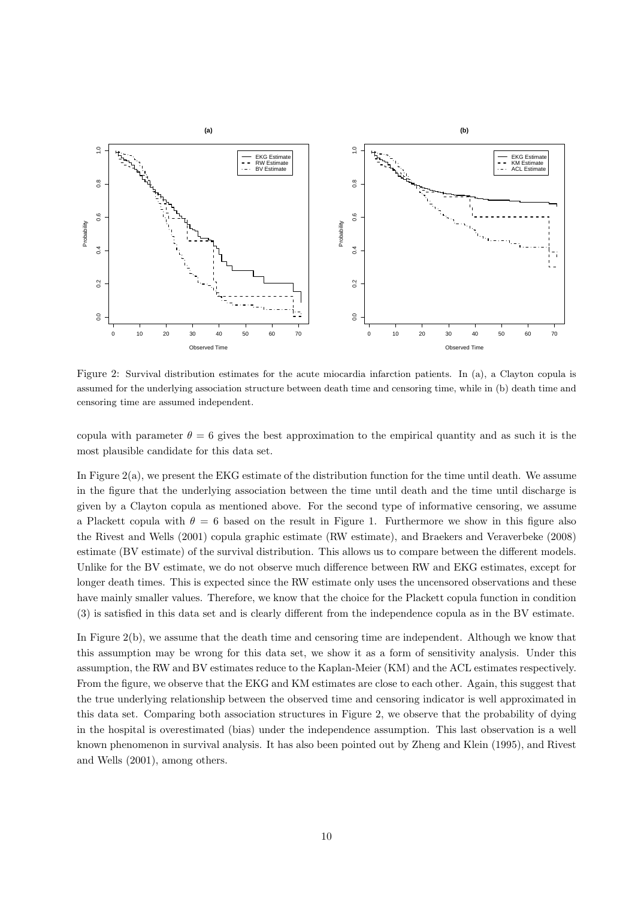Figure 2: Survival distribution estimates for the acute miocardia infarction patients. In (a), a Clayton copula is assumed for the underlying association structure between death time and censoring time, while in (b) death time and censoring time are assumed independent.

copula with parameter $\theta = 6$ gives the best approximation to the empirical quantity and as such it is the most plausible candidate for this data set.

In Figure 2(a), we present the EKG estimate of the distribution function for the time until death. We assume in the figure that the underlying association between the time until death and the time until discharge is given by a Clayton copula as mentioned above. For the second type of informative censoring, we assume a Plackett copula with $\theta = 6$ based on the result in Figure 1. Furthermore we show in this figure also the Rivest and Wells (2001) copula graphic estimate (RW estimate), and Braekers and Veraverbeke (2008) estimate (BV estimate) of the survival distribution. This allows us to compare between the different models. Unlike for the BV estimate, we do not observe much difference between RW and EKG estimates, except for longer death times. This is expected since the RW estimate only uses the uncensored observations and these have mainly smaller values. Therefore, we know that the choice for the Plackett copula function in condition (3) is satisfied in this data set and is clearly different from the independence copula as in the BV estimate.

In Figure 2(b), we assume that the death time and censoring time are independent. Although we know that this assumption may be wrong for this data set, we show it as a form of sensitivity analysis. Under this assumption, the RW and BV estimates reduce to the Kaplan-Meier (KM) and the ACL estimates respectively. From the figure, we observe that the EKG and KM estimates are close to each other. Again, this suggest that the true underlying relationship between the observed time and censoring indicator is well approximated in this data set. Comparing both association structures in Figure 2, we observe that the probability of dying in the hospital is overestimated (bias) under the independence assumption. This last observation is a well known phenomenon in survival analysis. It has also been pointed out by Zheng and Klein (1995), and Rivest and Wells (2001), among others.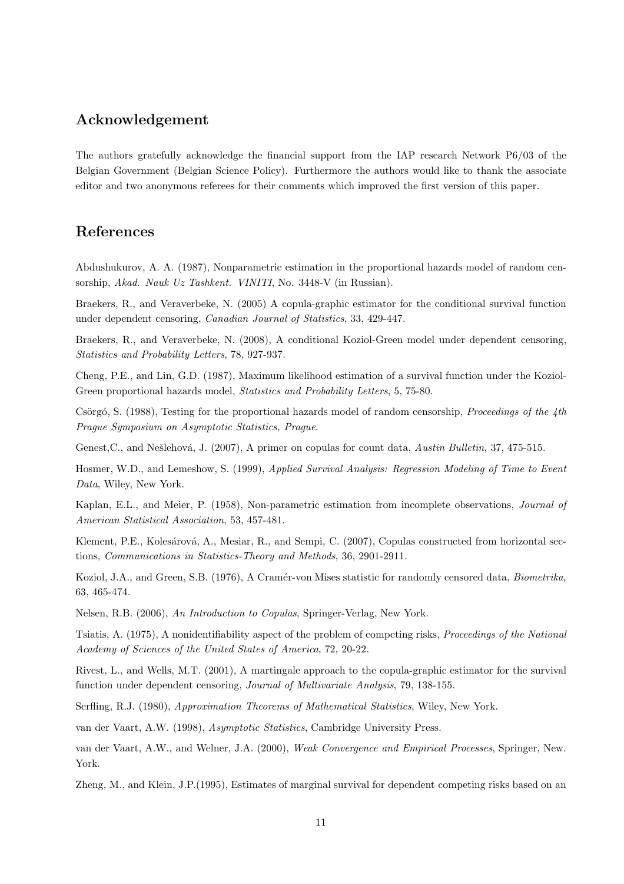## Acknowledgement

The authors gratefully acknowledge the financial support from the IAP research Network P6/03 of the Belgian Government (Belgian Science Policy). Furthermore the authors would like to thank the associate editor and two anonymous referees for their comments which improved the first version of this paper.

## References

Abdushukurov, A. A. (1987), Nonparametric estimation in the proportional hazards model of random censorship, *Akad. Nauk Uz Tashkent. VINITI*, No. 3448-V (in Russian).

Braekers, R., and Veraverbeke, N. (2005) A copula-graphic estimator for the conditional survival function under dependent censoring, *Canadian Journal of Statistics*, 33, 429-447.

Braekers, R., and Veraverbeke, N. (2008), A conditional Koziol-Green model under dependent censoring, *Statistics and Probability Letters*, 78, 927-937.

Cheng, P.E., and Lin, G.D. (1987), Maximum likelihood estimation of a survival function under the Koziol-Green proportional hazards model, *Statistics and Probability Letters*, 5, 75-80.

Csörgó, S. (1988), Testing for the proportional hazards model of random censorship, *Proceedings of the 4th Prague Symposium on Asymptotic Statistics, Prague*.

Genest,C., and Nešlehová, J. (2007), A primer on copulas for count data, *Austin Bulletin*, 37, 475-515.

Hosmer, W.D., and Lemeshow, S. (1999), *Applied Survival Analysis: Regression Modeling of Time to Event Data*, Wiley, New York.

Kaplan, E.L., and Meier, P. (1958), Non-parametric estimation from incomplete observations, *Journal of American Statistical Association*, 53, 457-481.

Klement, P.E., Kolesárová, A., Mesiar, R., and Sempi, C. (2007), Copulas constructed from horizontal sections, *Communications in Statistics-Theory and Methods*, 36, 2901-2911.

Koziol, J.A., and Green, S.B. (1976), A Cramér-von Mises statistic for randomly censored data, *Biometrika*, 63, 465-474.

Nelsen, R.B. (2006), *An Introduction to Copulas*, Springer-Verlag, New York.

Tsiatis, A. (1975), A nonidentifiability aspect of the problem of competing risks, *Proceedings of the National Academy of Sciences of the United States of America*, 72, 20-22.

Rivest, L., and Wells, M.T. (2001), A martingale approach to the copula-graphic estimator for the survival function under dependent censoring, *Journal of Multivariate Analysis*, 79, 138-155.

Serfling, R.J. (1980), *Approximation Theorems of Mathematical Statistics*, Wiley, New York.

van der Vaart, A.W. (1998), *Asymptotic Statistics*, Cambridge University Press.

van der Vaart, A.W., and Welner, J.A. (2000), *Weak Convergence and Empirical Processes*, Springer, New. York.

Zheng, M., and Klein, J.P.(1995), Estimates of marginal survival for dependent competing risks based on an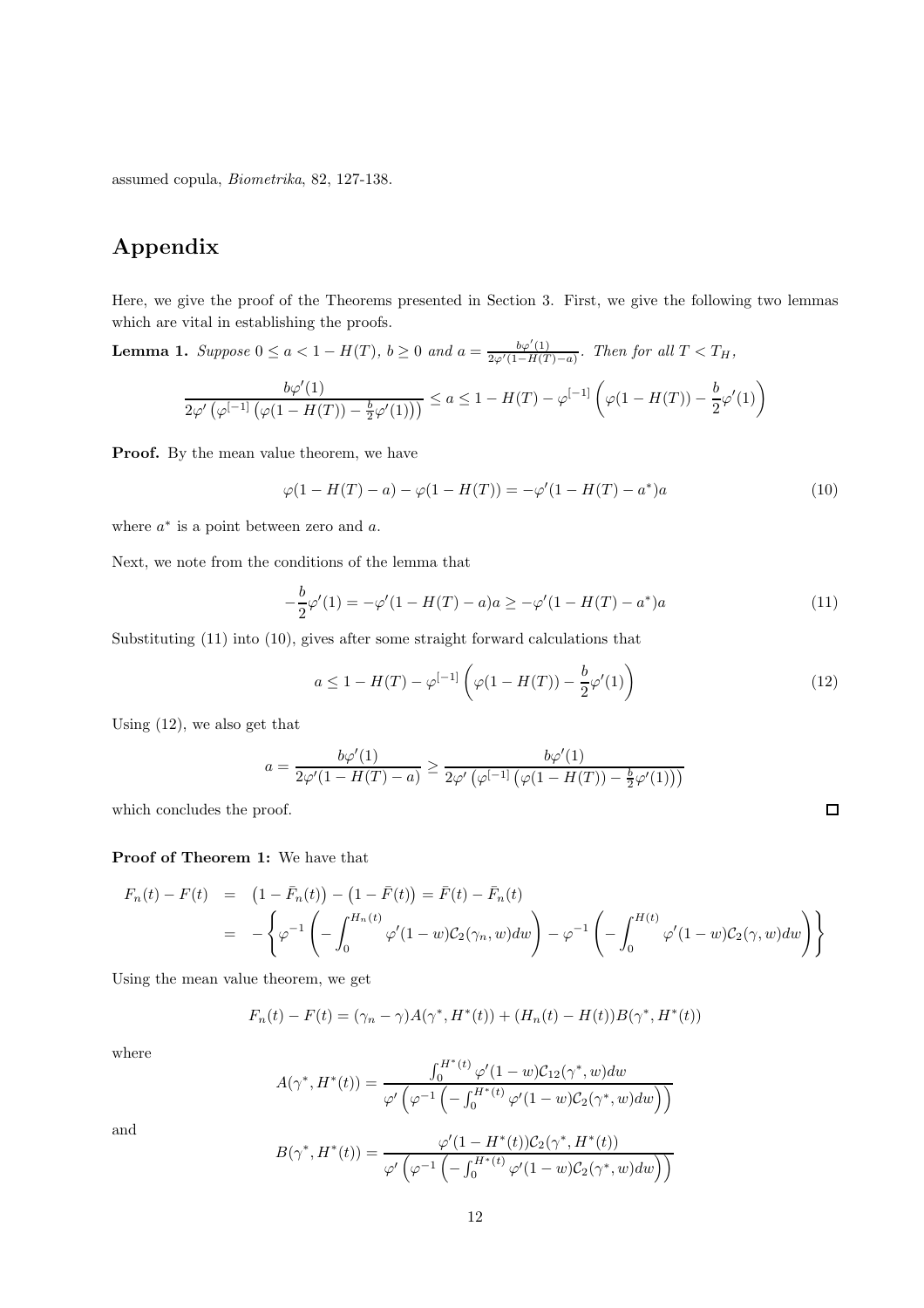assumed copula, *Biometrika*, 82, 127-138.

# Appendix

Here, we give the proof of the Theorems presented in Section 3. First, we give the following two lemmas which are vital in establishing the proofs.

**Lemma 1.** *Suppose* $0 \le a < 1 - H(T)$, $b \ge 0$ *and* $a = \frac{b\varphi'(1)}{2\varphi'(1-H(T)-a)}$. *Then for all* $T < T_H$,

$$\frac{b\varphi'(1)}{2\varphi'\left(\varphi^{[-1]}\left(\varphi(1-H(T)) - \frac{b}{2}\varphi'(1)\right)\right)} \le a \le 1 - H(T) - \varphi^{[-1]}\left(\varphi(1-H(T)) - \frac{b}{2}\varphi'(1)\right)$$

**Proof.** By the mean value theorem, we have

$$\varphi(1-H(T)-a) - \varphi(1-H(T)) = -\varphi'(1-H(T)-a^*)a \tag{10}$$

where $a^*$ is a point between zero and $a$.

Next, we note from the conditions of the lemma that

$$-\frac{b}{2}\varphi'(1) = -\varphi'(1-H(T)-a)a \ge -\varphi'(1-H(T)-a^*)a \tag{11}$$

Substituting (11) into (10), gives after some straight forward calculations that

$$a \le 1 - H(T) - \varphi^{[-1]}\left(\varphi(1-H(T)) - \frac{b}{2}\varphi'(1)\right) \tag{12}$$

Using (12), we also get that

$$a = \frac{b\varphi'(1)}{2\varphi'(1-H(T)-a)} \ge \frac{b\varphi'(1)}{2\varphi'\left(\varphi^{[-1]}\left(\varphi(1-H(T)) - \frac{b}{2}\varphi'(1)\right)\right)}$$

which concludes the proof. □

**Proof of Theorem 1:** We have that

$$\begin{aligned} F_n(t) - F(t) &= \left(1 - \bar{F}_n(t)\right) - \left(1 - \bar{F}(t)\right) = \bar{F}(t) - \bar{F}_n(t) \\ &= -\left\{\varphi^{-1}\left(-\int_0^{H_n(t)} \varphi'(1-w)\mathcal{C}_2(\gamma_n, w)dw\right) - \varphi^{-1}\left(-\int_0^{H(t)} \varphi'(1-w)\mathcal{C}_2(\gamma, w)dw\right)\right\} \end{aligned}$$

Using the mean value theorem, we get

$$F_n(t) - F(t) = (\gamma_n - \gamma)A(\gamma^*, H^*(t)) + (H_n(t) - H(t))B(\gamma^*, H^*(t))$$

where

$$A(\gamma^*, H^*(t)) = \frac{\int_0^{H^*(t)} \varphi'(1-w)\mathcal{C}_{12}(\gamma^*, w)dw}{\varphi'\left(\varphi^{-1}\left(-\int_0^{H^*(t)} \varphi'(1-w)\mathcal{C}_2(\gamma^*, w)dw\right)\right)}$$

and

$$B(\gamma^*, H^*(t)) = \frac{\varphi'(1-H^*(t))\mathcal{C}_2(\gamma^*, H^*(t))}{\varphi'\left(\varphi^{-1}\left(-\int_0^{H^*(t)} \varphi'(1-w)\mathcal{C}_2(\gamma^*, w)dw\right)\right)}$$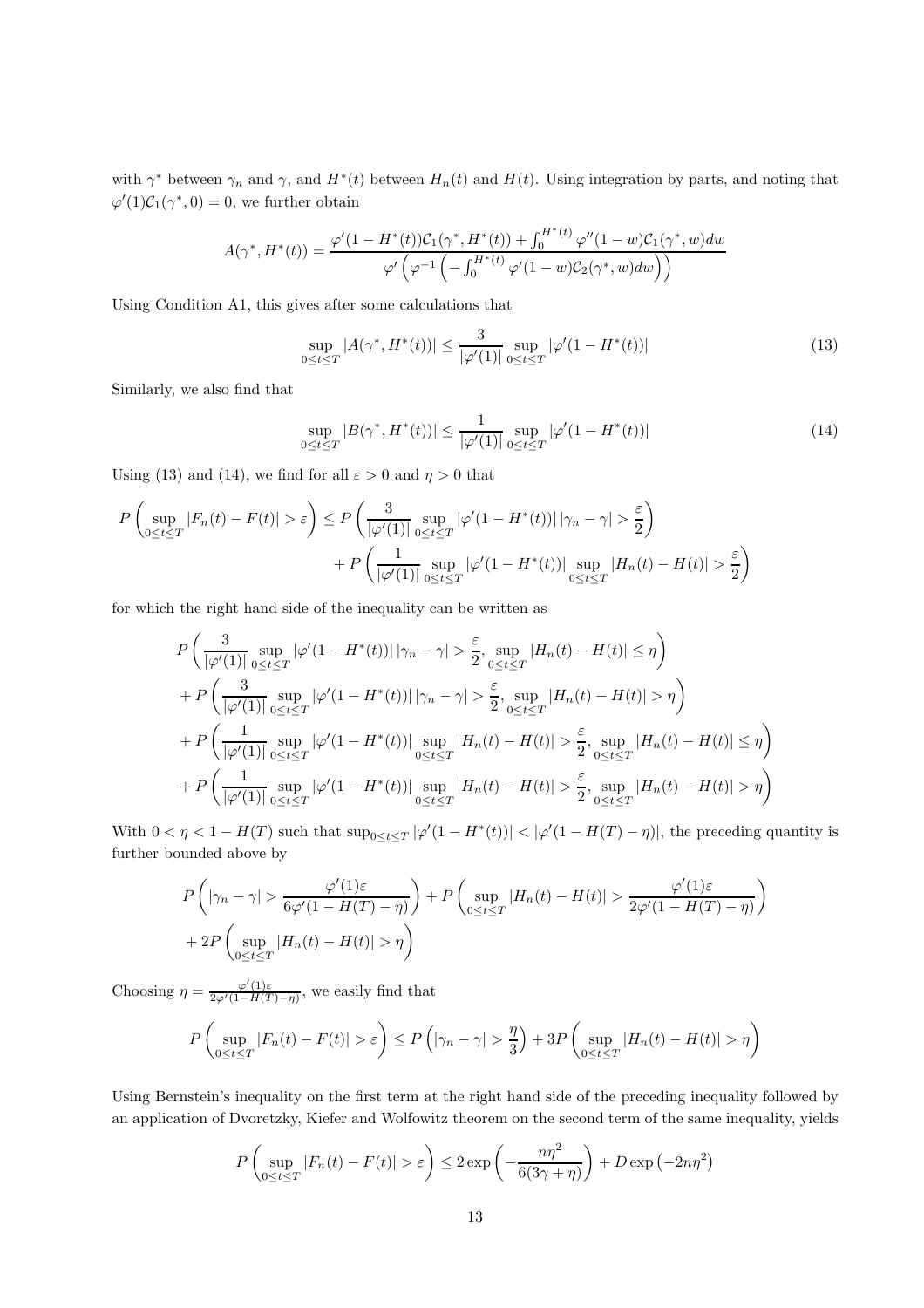with $\gamma^*$ between $\gamma_n$ and $\gamma$, and $H^*(t)$ between $H_n(t)$ and $H(t)$. Using integration by parts, and noting that $\varphi'(1)\mathcal{C}_1(\gamma^*, 0) = 0$, we further obtain

$$A(\gamma^*, H^*(t)) = \frac{\varphi'(1 - H^*(t))\mathcal{C}_1(\gamma^*, H^*(t)) + \int_0^{H^*(t)} \varphi''(1-w)\mathcal{C}_1(\gamma^*, w)dw}{\varphi'\left(\varphi^{-1}\left(-\int_0^{H^*(t)} \varphi'(1-w)\mathcal{C}_2(\gamma^*, w)dw\right)\right)}$$

Using Condition A1, this gives after some calculations that

$$\sup_{0\le t\le T} |A(\gamma^*, H^*(t))| \le \frac{3}{|\varphi'(1)|} \sup_{0\le t\le T} |\varphi'(1 - H^*(t))| \tag{13}$$

Similarly, we also find that

$$\sup_{0\le t\le T} |B(\gamma^*, H^*(t))| \le \frac{1}{|\varphi'(1)|} \sup_{0\le t\le T} |\varphi'(1 - H^*(t))| \tag{14}$$

Using (13) and (14), we find for all $\varepsilon > 0$ and $\eta > 0$ that

$$\begin{aligned} P\left(\sup_{0\le t\le T} |F_n(t) - F(t)| > \varepsilon\right) \le\ & P\left(\frac{3}{|\varphi'(1)|} \sup_{0\le t\le T} |\varphi'(1 - H^*(t))|\,|\gamma_n - \gamma| > \frac{\varepsilon}{2}\right) \\ &+ P\left(\frac{1}{|\varphi'(1)|} \sup_{0\le t\le T} |\varphi'(1 - H^*(t))| \sup_{0\le t\le T} |H_n(t) - H(t)| > \frac{\varepsilon}{2}\right) \end{aligned}$$

for which the right hand side of the inequality can be written as

$$\begin{aligned} &P\left(\frac{3}{|\varphi'(1)|} \sup_{0\le t\le T} |\varphi'(1 - H^*(t))|\,|\gamma_n - \gamma| > \frac{\varepsilon}{2}, \sup_{0\le t\le T} |H_n(t) - H(t)| \le \eta\right) \\ &+ P\left(\frac{3}{|\varphi'(1)|} \sup_{0\le t\le T} |\varphi'(1 - H^*(t))|\,|\gamma_n - \gamma| > \frac{\varepsilon}{2}, \sup_{0\le t\le T} |H_n(t) - H(t)| > \eta\right) \\ &+ P\left(\frac{1}{|\varphi'(1)|} \sup_{0\le t\le T} |\varphi'(1 - H^*(t))| \sup_{0\le t\le T} |H_n(t) - H(t)| > \frac{\varepsilon}{2}, \sup_{0\le t\le T} |H_n(t) - H(t)| \le \eta\right) \\ &+ P\left(\frac{1}{|\varphi'(1)|} \sup_{0\le t\le T} |\varphi'(1 - H^*(t))| \sup_{0\le t\le T} |H_n(t) - H(t)| > \frac{\varepsilon}{2}, \sup_{0\le t\le T} |H_n(t) - H(t)| > \eta\right) \end{aligned}$$

With $0 < \eta < 1 - H(T)$ such that $\sup_{0\le t\le T} |\varphi'(1 - H^*(t))| < |\varphi'(1 - H(T) - \eta)|$, the preceding quantity is further bounded above by

$$\begin{aligned} &P\left(|\gamma_n - \gamma| > \frac{\varphi'(1)\varepsilon}{6\varphi'(1 - H(T) - \eta)}\right) + P\left(\sup_{0\le t\le T} |H_n(t) - H(t)| > \frac{\varphi'(1)\varepsilon}{2\varphi'(1 - H(T) - \eta)}\right) \\ &+ 2P\left(\sup_{0\le t\le T} |H_n(t) - H(t)| > \eta\right) \end{aligned}$$

Choosing $\eta = \frac{\varphi'(1)\varepsilon}{2\varphi'(1-H(T)-\eta)}$, we easily find that

$$P\left(\sup_{0\le t\le T} |F_n(t) - F(t)| > \varepsilon\right) \le P\left(|\gamma_n - \gamma| > \frac{\eta}{3}\right) + 3P\left(\sup_{0\le t\le T} |H_n(t) - H(t)| > \eta\right)$$

Using Bernstein's inequality on the first term at the right hand side of the preceding inequality followed by an application of Dvoretzky, Kiefer and Wolfowitz theorem on the second term of the same inequality, yields

$$P\left(\sup_{0\le t\le T} |F_n(t) - F(t)| > \varepsilon\right) \le 2\exp\left(-\frac{n\eta^2}{6(3\gamma + \eta)}\right) + D\exp\left(-2n\eta^2\right)$$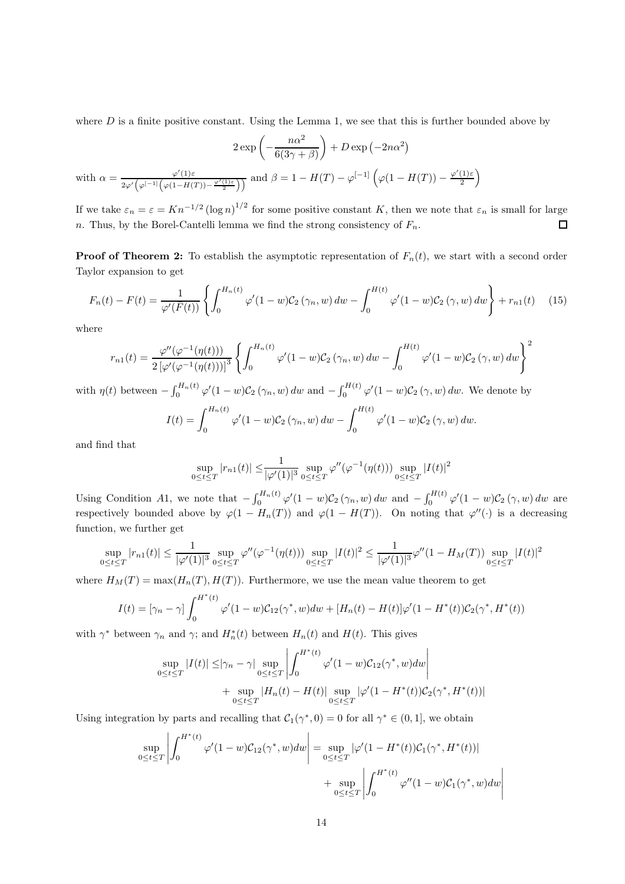where $D$ is a finite positive constant. Using the Lemma 1, we see that this is further bounded above by

$$2\exp\left(-\frac{n\alpha^2}{6(3\gamma+\beta)}\right)+D\exp\left(-2n\alpha^2\right)$$

with $\alpha=\frac{\varphi'(1)\varepsilon}{2\varphi'\left(\varphi^{[-1]}\left(\varphi(1-H(T))-\frac{\varphi'(1)\varepsilon}{2}\right)\right)}$ and $\beta=1-H(T)-\varphi^{[-1]}\left(\varphi(1-H(T))-\frac{\varphi'(1)\varepsilon}{2}\right)$

If we take $\varepsilon_n=\varepsilon=Kn^{-1/2}\left(\log n\right)^{1/2}$ for some positive constant $K$, then we note that $\varepsilon_n$ is small for large $n$. Thus, by the Borel-Cantelli lemma we find the strong consistency of $F_n$. $\square$

**Proof of Theorem 2:** To establish the asymptotic representation of $F_n(t)$, we start with a second order Taylor expansion to get

$$F_n(t)-F(t)=\frac{1}{\varphi'(F(t))}\left\{\int_0^{H_n(t)}\varphi'(1-w)\mathcal{C}_2\left(\gamma_n,w\right)dw-\int_0^{H(t)}\varphi'(1-w)\mathcal{C}_2\left(\gamma,w\right)dw\right\}+r_{n1}(t) \quad (15)$$

where

$$r_{n1}(t)=\frac{\varphi''(\varphi^{-1}(\eta(t)))}{2\left[\varphi'(\varphi^{-1}(\eta(t)))\right]^3}\left\{\int_0^{H_n(t)}\varphi'(1-w)\mathcal{C}_2\left(\gamma_n,w\right)dw-\int_0^{H(t)}\varphi'(1-w)\mathcal{C}_2\left(\gamma,w\right)dw\right\}^2$$

with $\eta(t)$ between $-\int_0^{H_n(t)}\varphi'(1-w)\mathcal{C}_2\left(\gamma_n,w\right)dw$ and $-\int_0^{H(t)}\varphi'(1-w)\mathcal{C}_2\left(\gamma,w\right)dw$. We denote by

$$I(t)=\int_0^{H_n(t)}\varphi'(1-w)\mathcal{C}_2\left(\gamma_n,w\right)dw-\int_0^{H(t)}\varphi'(1-w)\mathcal{C}_2\left(\gamma,w\right)dw.$$

and find that

$$\sup_{0\le t\le T}|r_{n1}(t)|\le\frac{1}{|\varphi'(1)|^3}\sup_{0\le t\le T}\varphi''(\varphi^{-1}(\eta(t)))\sup_{0\le t\le T}|I(t)|^2$$

Using Condition $A1$, we note that $-\int_0^{H_n(t)}\varphi'(1-w)\mathcal{C}_2\left(\gamma_n,w\right)dw$ and $-\int_0^{H(t)}\varphi'(1-w)\mathcal{C}_2\left(\gamma,w\right)dw$ are respectively bounded above by $\varphi(1-H_n(T))$ and $\varphi(1-H(T))$. On noting that $\varphi''(\cdot)$ is a decreasing function, we further get

$$\sup_{0\le t\le T}|r_{n1}(t)|\le\frac{1}{|\varphi'(1)|^3}\sup_{0\le t\le T}\varphi''(\varphi^{-1}(\eta(t)))\sup_{0\le t\le T}|I(t)|^2\le\frac{1}{|\varphi'(1)|^3}\varphi''(1-H_M(T))\sup_{0\le t\le T}|I(t)|^2$$

where $H_M(T)=\max(H_n(T),H(T))$. Furthermore, we use the mean value theorem to get

$$I(t)=[\gamma_n-\gamma]\int_0^{H^*(t)}\varphi'(1-w)\mathcal{C}_{12}(\gamma^*,w)dw+[H_n(t)-H(t)]\varphi'(1-H^*(t))\mathcal{C}_2(\gamma^*,H^*(t))$$

with $\gamma^*$ between $\gamma_n$ and $\gamma$; and $H_n^*(t)$ between $H_n(t)$ and $H(t)$. This gives

$$\begin{aligned}\sup_{0\le t\le T}|I(t)|\le&|\gamma_n-\gamma|\sup_{0\le t\le T}\left|\int_0^{H^*(t)}\varphi'(1-w)\mathcal{C}_{12}(\gamma^*,w)dw\right|\\&+\sup_{0\le t\le T}|H_n(t)-H(t)|\sup_{0\le t\le T}|\varphi'(1-H^*(t))\mathcal{C}_2(\gamma^*,H^*(t))|\end{aligned}$$

Using integration by parts and recalling that $\mathcal{C}_1(\gamma^*,0)=0$ for all $\gamma^*\in(0,1]$, we obtain

$$\begin{aligned}\sup_{0\le t\le T}\left|\int_0^{H^*(t)}\varphi'(1-w)\mathcal{C}_{12}(\gamma^*,w)dw\right|=&\sup_{0\le t\le T}|\varphi'(1-H^*(t))\mathcal{C}_1(\gamma^*,H^*(t))|\\&+\sup_{0\le t\le T}\left|\int_0^{H^*(t)}\varphi''(1-w)\mathcal{C}_1(\gamma^*,w)dw\right|\end{aligned}$$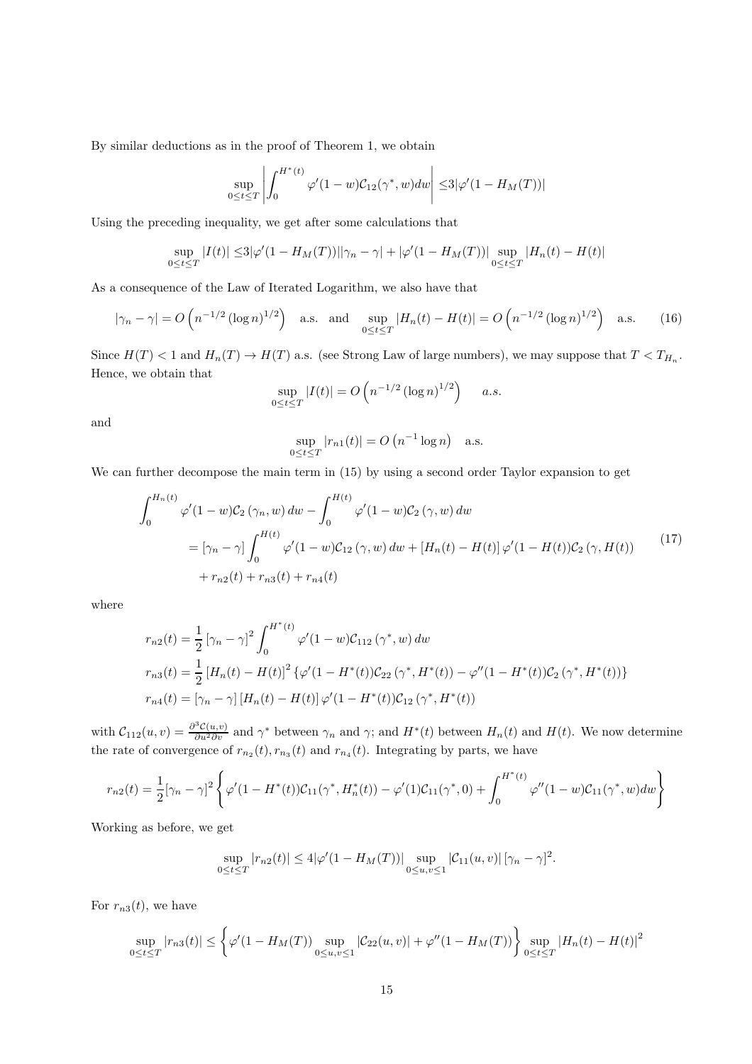By similar deductions as in the proof of Theorem 1, we obtain

$$\sup_{0\leq t\leq T}\left|\int_0^{H^*(t)}\varphi'(1-w)\mathcal{C}_{12}(\gamma^*,w)dw\right| \leq 3|\varphi'(1-H_M(T))|$$

Using the preceding inequality, we get after some calculations that

$$\sup_{0\leq t\leq T}|I(t)| \leq 3|\varphi'(1-H_M(T))||\gamma_n-\gamma| + |\varphi'(1-H_M(T))|\sup_{0\leq t\leq T}|H_n(t)-H(t)|$$

As a consequence of the Law of Iterated Logarithm, we also have that

$$|\gamma_n-\gamma| = O\left(n^{-1/2}\left(\log n\right)^{1/2}\right) \quad \text{a.s.} \quad \text{and} \quad \sup_{0\leq t\leq T}|H_n(t)-H(t)| = O\left(n^{-1/2}\left(\log n\right)^{1/2}\right) \quad \text{a.s.} \tag{16}$$

Since $H(T)<1$ and $H_n(T)\to H(T)$ a.s. (see Strong Law of large numbers), we may suppose that $T<T_{H_n}$. Hence, we obtain that

$$\sup_{0\leq t\leq T}|I(t)| = O\left(n^{-1/2}\left(\log n\right)^{1/2}\right) \qquad a.s.$$

and

$$\sup_{0\leq t\leq T}|r_{n1}(t)| = O\left(n^{-1}\log n\right) \quad \text{a.s.}$$

We can further decompose the main term in (15) by using a second order Taylor expansion to get

$$\begin{aligned}
\int_0^{H_n(t)}\varphi'(1-w)\mathcal{C}_2\left(\gamma_n,w\right)dw &- \int_0^{H(t)}\varphi'(1-w)\mathcal{C}_2\left(\gamma,w\right)dw \\
&= \left[\gamma_n-\gamma\right]\int_0^{H(t)}\varphi'(1-w)\mathcal{C}_{12}\left(\gamma,w\right)dw + \left[H_n(t)-H(t)\right]\varphi'(1-H(t))\mathcal{C}_2\left(\gamma,H(t)\right) \\
&\quad + r_{n2}(t) + r_{n3}(t) + r_{n4}(t)
\end{aligned} \tag{17}$$

where

$$\begin{aligned}
r_{n2}(t) &= \frac{1}{2}\left[\gamma_n-\gamma\right]^2\int_0^{H^*(t)}\varphi'(1-w)\mathcal{C}_{112}\left(\gamma^*,w\right)dw \\
r_{n3}(t) &= \frac{1}{2}\left[H_n(t)-H(t)\right]^2\left\{\varphi'(1-H^*(t))\mathcal{C}_{22}\left(\gamma^*,H^*(t)\right) - \varphi''(1-H^*(t))\mathcal{C}_2\left(\gamma^*,H^*(t)\right)\right\} \\
r_{n4}(t) &= \left[\gamma_n-\gamma\right]\left[H_n(t)-H(t)\right]\varphi'(1-H^*(t))\mathcal{C}_{12}\left(\gamma^*,H^*(t)\right)
\end{aligned}$$

with $\mathcal{C}_{112}(u,v) = \frac{\partial^3\mathcal{C}(u,v)}{\partial u^2\partial v}$ and $\gamma^*$ between $\gamma_n$ and $\gamma$; and $H^*(t)$ between $H_n(t)$ and $H(t)$. We now determine the rate of convergence of $r_{n_2}(t), r_{n_3}(t)$ and $r_{n_4}(t)$. Integrating by parts, we have

$$r_{n2}(t) = \frac{1}{2}[\gamma_n-\gamma]^2\left\{\varphi'(1-H^*(t))\mathcal{C}_{11}(\gamma^*,H_n^*(t)) - \varphi'(1)\mathcal{C}_{11}(\gamma^*,0) + \int_0^{H^*(t)}\varphi''(1-w)\mathcal{C}_{11}(\gamma^*,w)dw\right\}$$

Working as before, we get

$$\sup_{0\leq t\leq T}|r_{n2}(t)| \leq 4|\varphi'(1-H_M(T))|\sup_{0\leq u,v\leq 1}|\mathcal{C}_{11}(u,v)|\,[\gamma_n-\gamma]^2.$$

For $r_{n3}(t)$, we have

$$\sup_{0\leq t\leq T}|r_{n3}(t)| \leq \left\{\varphi'(1-H_M(T))\sup_{0\leq u,v\leq 1}|\mathcal{C}_{22}(u,v)| + \varphi''(1-H_M(T))\right\}\sup_{0\leq t\leq T}|H_n(t)-H(t)|^2$$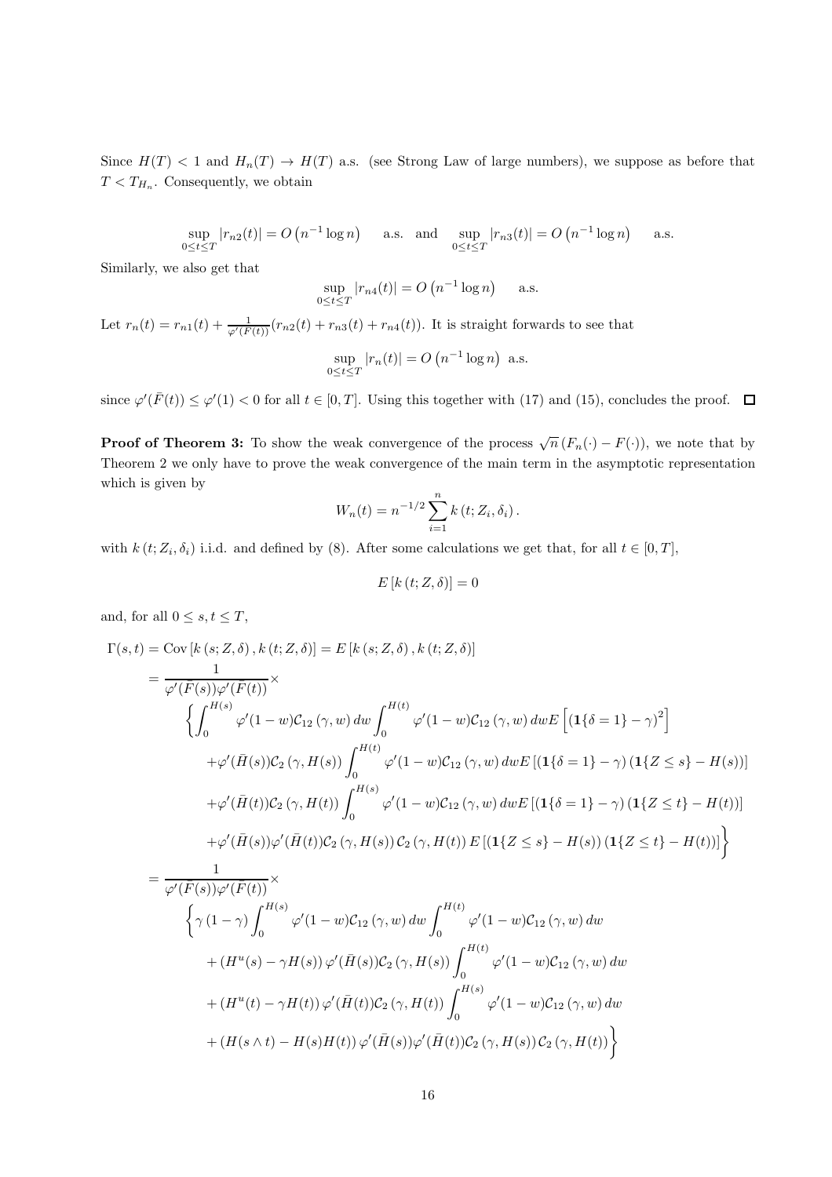Since $H(T) < 1$ and $H_n(T) \to H(T)$ a.s. (see Strong Law of large numbers), we suppose as before that $T < T_{H_n}$. Consequently, we obtain

$$
\sup_{0 \le t \le T} |r_{n2}(t)| = O\left(n^{-1} \log n\right) \quad \text{a.s. and} \quad \sup_{0 \le t \le T} |r_{n3}(t)| = O\left(n^{-1} \log n\right) \quad \text{a.s.}
$$

Similarly, we also get that

$$
\sup_{0 \le t \le T} |r_{n4}(t)| = O\left(n^{-1} \log n\right) \quad \text{a.s.}
$$

Let $r_n(t) = r_{n1}(t) + \frac{1}{\varphi'(\bar{F}(t))}(r_{n2}(t) + r_{n3}(t) + r_{n4}(t))$. It is straight forwards to see that

$$
\sup_{0 \le t \le T} |r_n(t)| = O\left(n^{-1} \log n\right) \text{ a.s.}
$$

since $\varphi'(\bar{F}(t)) \le \varphi'(1) < 0$ for all $t \in [0, T]$. Using this together with (17) and (15), concludes the proof. $\square$

**Proof of Theorem 3:** To show the weak convergence of the process $\sqrt{n}\,(F_n(\cdot) - F(\cdot))$, we note that by Theorem 2 we only have to prove the weak convergence of the main term in the asymptotic representation which is given by

$$
W_n(t) = n^{-1/2} \sum_{i=1}^{n} k\left(t; Z_i, \delta_i\right).
$$

with $k\left(t; Z_i, \delta_i\right)$ i.i.d. and defined by (8). After some calculations we get that, for all $t \in [0, T]$,

$$
E\left[k\left(t; Z, \delta\right)\right] = 0
$$

and, for all $0 \le s, t \le T$,

$$
\begin{aligned}
\Gamma(s,t) &= \operatorname{Cov}\left[k\left(s; Z, \delta\right), k\left(t; Z, \delta\right)\right] = E\left[k\left(s; Z, \delta\right), k\left(t; Z, \delta\right)\right] \\
&= \frac{1}{\varphi'(\bar{F}(s))\varphi'(\bar{F}(t))} \times \\
&\quad \left\{ \int_0^{H(s)} \varphi'(1-w)\mathcal{C}_{12}\left(\gamma, w\right) dw \int_0^{H(t)} \varphi'(1-w)\mathcal{C}_{12}\left(\gamma, w\right) dw E\left[\left(\mathbf{1}\{\delta = 1\} - \gamma\right)^2\right] \right. \\
&\quad + \varphi'(\bar{H}(s))\mathcal{C}_2\left(\gamma, H(s)\right) \int_0^{H(t)} \varphi'(1-w)\mathcal{C}_{12}\left(\gamma, w\right) dw E\left[\left(\mathbf{1}\{\delta = 1\} - \gamma\right)\left(\mathbf{1}\{Z \le s\} - H(s)\right)\right] \\
&\quad + \varphi'(\bar{H}(t))\mathcal{C}_2\left(\gamma, H(t)\right) \int_0^{H(s)} \varphi'(1-w)\mathcal{C}_{12}\left(\gamma, w\right) dw E\left[\left(\mathbf{1}\{\delta = 1\} - \gamma\right)\left(\mathbf{1}\{Z \le t\} - H(t)\right)\right] \\
&\quad \left. + \varphi'(\bar{H}(s))\varphi'(\bar{H}(t))\mathcal{C}_2\left(\gamma, H(s)\right)\mathcal{C}_2\left(\gamma, H(t)\right) E\left[\left(\mathbf{1}\{Z \le s\} - H(s)\right)\left(\mathbf{1}\{Z \le t\} - H(t)\right)\right] \right\} \\
&= \frac{1}{\varphi'(\bar{F}(s))\varphi'(\bar{F}(t))} \times \\
&\quad \left\{ \gamma\left(1 - \gamma\right) \int_0^{H(s)} \varphi'(1-w)\mathcal{C}_{12}\left(\gamma, w\right) dw \int_0^{H(t)} \varphi'(1-w)\mathcal{C}_{12}\left(\gamma, w\right) dw \right. \\
&\quad + \left(H^u(s) - \gamma H(s)\right) \varphi'(\bar{H}(s))\mathcal{C}_2\left(\gamma, H(s)\right) \int_0^{H(t)} \varphi'(1-w)\mathcal{C}_{12}\left(\gamma, w\right) dw \\
&\quad + \left(H^u(t) - \gamma H(t)\right) \varphi'(\bar{H}(t))\mathcal{C}_2\left(\gamma, H(t)\right) \int_0^{H(s)} \varphi'(1-w)\mathcal{C}_{12}\left(\gamma, w\right) dw \\
&\quad \left. + \left(H(s \wedge t) - H(s)H(t)\right) \varphi'(\bar{H}(s))\varphi'(\bar{H}(t))\mathcal{C}_2\left(\gamma, H(s)\right)\mathcal{C}_2\left(\gamma, H(t)\right) \right\}
\end{aligned}
$$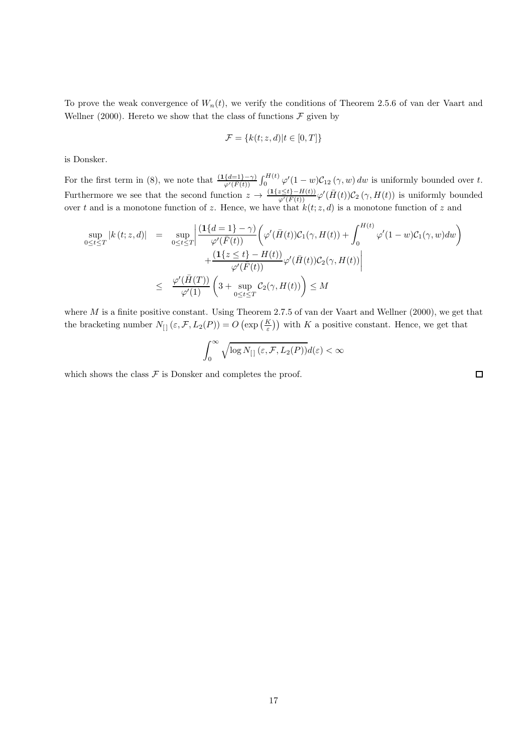To prove the weak convergence of $W_n(t)$, we verify the conditions of Theorem 2.5.6 of van der Vaart and Wellner (2000). Hereto we show that the class of functions $\mathcal{F}$ given by

$$\mathcal{F} = \{k(t; z, d) | t \in [0, T]\}$$

is Donsker.

For the first term in (8), we note that $\frac{(\mathbf{1}\{d=1\}-\gamma)}{\varphi'(\bar{F}(t))} \int_0^{H(t)} \varphi'(1-w)\mathcal{C}_{12}(\gamma, w)\, dw$ is uniformly bounded over $t$. Furthermore we see that the second function $z \to \frac{(\mathbf{1}\{z \leq t\}-H(t))}{\varphi'(\bar{F}(t))} \varphi'(\bar{H}(t))\mathcal{C}_2(\gamma, H(t))$ is uniformly bounded over $t$ and is a monotone function of $z$. Hence, we have that $k(t; z, d)$ is a monotone function of $z$ and

$$\begin{aligned}
\sup_{0 \leq t \leq T} |k(t; z, d)| &= \sup_{0 \leq t \leq T} \Bigg| \frac{(\mathbf{1}\{d=1\} - \gamma)}{\varphi'(\bar{F}(t))} \left( \varphi'(\bar{H}(t))\mathcal{C}_1(\gamma, H(t)) + \int_0^{H(t)} \varphi'(1-w)\mathcal{C}_1(\gamma, w) dw \right) \\
&\quad + \frac{(\mathbf{1}\{z \leq t\} - H(t))}{\varphi'(\bar{F}(t))} \varphi'(\bar{H}(t))\mathcal{C}_2(\gamma, H(t)) \Bigg| \\
&\leq \frac{\varphi'(\bar{H}(T))}{\varphi'(1)} \left( 3 + \sup_{0 \leq t \leq T} \mathcal{C}_2(\gamma, H(t)) \right) \leq M
\end{aligned}$$

where $M$ is a finite positive constant. Using Theorem 2.7.5 of van der Vaart and Wellner (2000), we get that the bracketing number $N_{[]}(\varepsilon, \mathcal{F}, L_2(P)) = O\left(\exp\left(\frac{K}{\varepsilon}\right)\right)$ with $K$ a positive constant. Hence, we get that

$$\int_0^\infty \sqrt{\log N_{[]}(\varepsilon, \mathcal{F}, L_2(P))} d(\varepsilon) < \infty$$

which shows the class $\mathcal{F}$ is Donsker and completes the proof. □